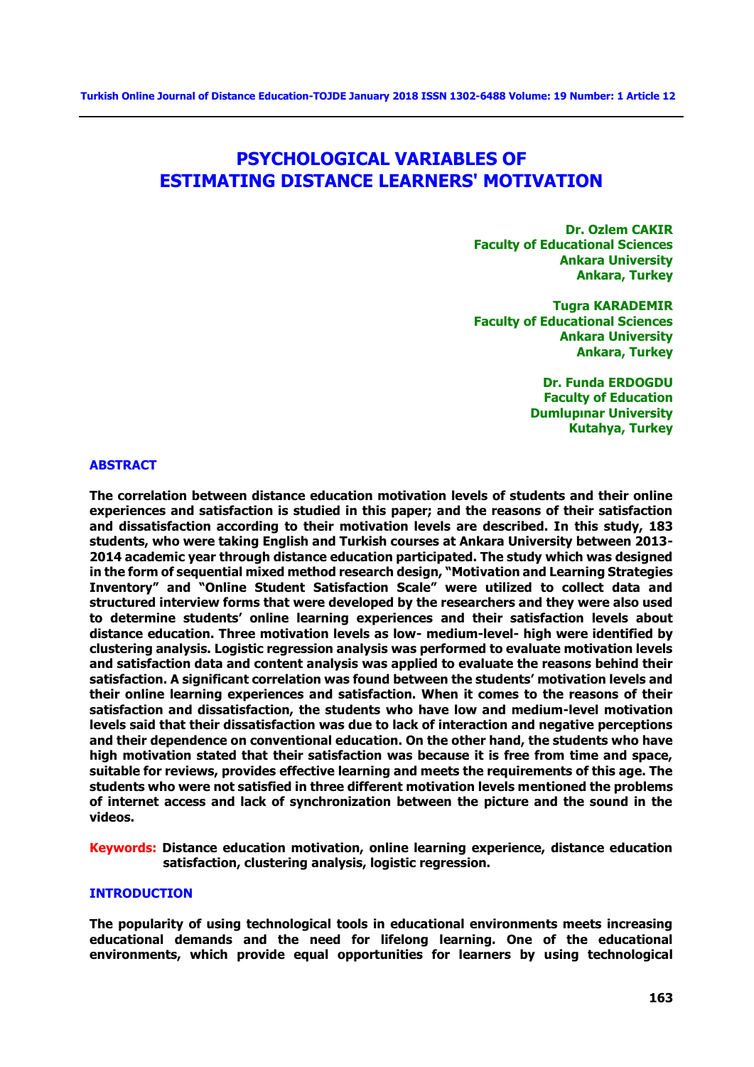# PSYCHOLOGICAL VARIABLES OF ESTIMATING DISTANCE LEARNERS' MOTIVATION

**Dr. Ozlem CAKIR**
**Faculty of Educational Sciences**
**Ankara University**
**Ankara, Turkey**

**Tugra KARADEMIR**
**Faculty of Educational Sciences**
**Ankara University**
**Ankara, Turkey**

**Dr. Funda ERDOGDU**
**Faculty of Education**
**Dumlupınar University**
**Kutahya, Turkey**

## ABSTRACT

**The correlation between distance education motivation levels of students and their online experiences and satisfaction is studied in this paper; and the reasons of their satisfaction and dissatisfaction according to their motivation levels are described. In this study, 183 students, who were taking English and Turkish courses at Ankara University between 2013-2014 academic year through distance education participated. The study which was designed in the form of sequential mixed method research design, "Motivation and Learning Strategies Inventory" and "Online Student Satisfaction Scale" were utilized to collect data and structured interview forms that were developed by the researchers and they were also used to determine students' online learning experiences and their satisfaction levels about distance education. Three motivation levels as low- medium-level- high were identified by clustering analysis. Logistic regression analysis was performed to evaluate motivation levels and satisfaction data and content analysis was applied to evaluate the reasons behind their satisfaction. A significant correlation was found between the students' motivation levels and their online learning experiences and satisfaction. When it comes to the reasons of their satisfaction and dissatisfaction, the students who have low and medium-level motivation levels said that their dissatisfaction was due to lack of interaction and negative perceptions and their dependence on conventional education. On the other hand, the students who have high motivation stated that their satisfaction was because it is free from time and space, suitable for reviews, provides effective learning and meets the requirements of this age. The students who were not satisfied in three different motivation levels mentioned the problems of internet access and lack of synchronization between the picture and the sound in the videos.**

**Keywords:** **Distance education motivation, online learning experience, distance education satisfaction, clustering analysis, logistic regression.**

## INTRODUCTION

**The popularity of using technological tools in educational environments meets increasing educational demands and the need for lifelong learning. One of the educational environments, which provide equal opportunities for learners by using technological**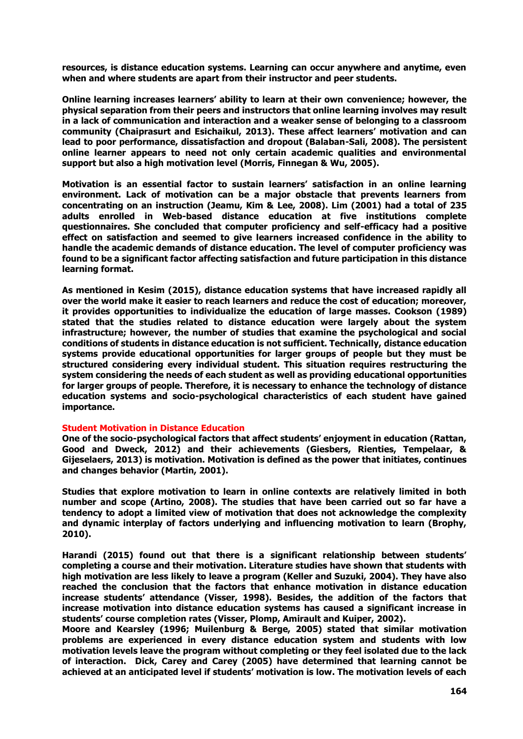resources, is distance education systems. Learning can occur anywhere and anytime, even when and where students are apart from their instructor and peer students.

Online learning increases learners' ability to learn at their own convenience; however, the physical separation from their peers and instructors that online learning involves may result in a lack of communication and interaction and a weaker sense of belonging to a classroom community (Chaiprasurt and Esichaikul, 2013). These affect learners' motivation and can lead to poor performance, dissatisfaction and dropout (Balaban-Sali, 2008). The persistent online learner appears to need not only certain academic qualities and environmental support but also a high motivation level (Morris, Finnegan & Wu, 2005).

Motivation is an essential factor to sustain learners' satisfaction in an online learning environment. Lack of motivation can be a major obstacle that prevents learners from concentrating on an instruction (Jeamu, Kim & Lee, 2008). Lim (2001) had a total of 235 adults enrolled in Web-based distance education at five institutions complete questionnaires. She concluded that computer proficiency and self-efficacy had a positive effect on satisfaction and seemed to give learners increased confidence in the ability to handle the academic demands of distance education. The level of computer proficiency was found to be a significant factor affecting satisfaction and future participation in this distance learning format.

As mentioned in Kesim (2015), distance education systems that have increased rapidly all over the world make it easier to reach learners and reduce the cost of education; moreover, it provides opportunities to individualize the education of large masses. Cookson (1989) stated that the studies related to distance education were largely about the system infrastructure; however, the number of studies that examine the psychological and social conditions of students in distance education is not sufficient. Technically, distance education systems provide educational opportunities for larger groups of people but they must be structured considering every individual student. This situation requires restructuring the system considering the needs of each student as well as providing educational opportunities for larger groups of people. Therefore, it is necessary to enhance the technology of distance education systems and socio-psychological characteristics of each student have gained importance.

## Student Motivation in Distance Education

One of the socio-psychological factors that affect students' enjoyment in education (Rattan, Good and Dweck, 2012) and their achievements (Giesbers, Rienties, Tempelaar, & Gijeselaers, 2013) is motivation. Motivation is defined as the power that initiates, continues and changes behavior (Martin, 2001).

Studies that explore motivation to learn in online contexts are relatively limited in both number and scope (Artino, 2008). The studies that have been carried out so far have a tendency to adopt a limited view of motivation that does not acknowledge the complexity and dynamic interplay of factors underlying and influencing motivation to learn (Brophy, 2010).

Harandi (2015) found out that there is a significant relationship between students' completing a course and their motivation. Literature studies have shown that students with high motivation are less likely to leave a program (Keller and Suzuki, 2004). They have also reached the conclusion that the factors that enhance motivation in distance education increase students' attendance (Visser, 1998). Besides, the addition of the factors that increase motivation into distance education systems has caused a significant increase in students' course completion rates (Visser, Plomp, Amirault and Kuiper, 2002).
Moore and Kearsley (1996; Muilenburg & Berge, 2005) stated that similar motivation problems are experienced in every distance education system and students with low motivation levels leave the program without completing or they feel isolated due to the lack of interaction. Dick, Carey and Carey (2005) have determined that learning cannot be achieved at an anticipated level if students' motivation is low. The motivation levels of each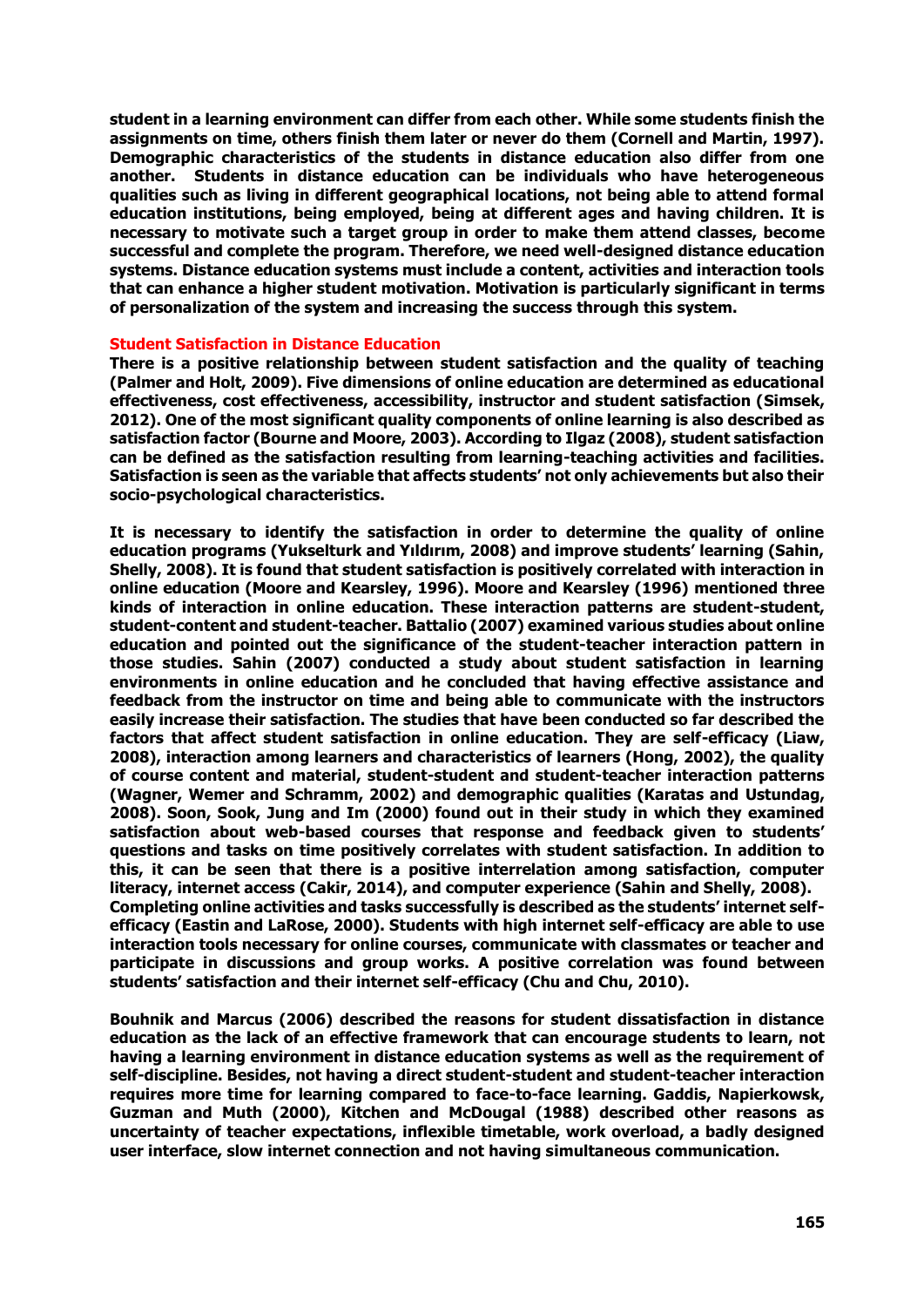student in a learning environment can differ from each other. While some students finish the assignments on time, others finish them later or never do them (Cornell and Martin, 1997). Demographic characteristics of the students in distance education also differ from one another. Students in distance education can be individuals who have heterogeneous qualities such as living in different geographical locations, not being able to attend formal education institutions, being employed, being at different ages and having children. It is necessary to motivate such a target group in order to make them attend classes, become successful and complete the program. Therefore, we need well-designed distance education systems. Distance education systems must include a content, activities and interaction tools that can enhance a higher student motivation. Motivation is particularly significant in terms of personalization of the system and increasing the success through this system.

## Student Satisfaction in Distance Education

There is a positive relationship between student satisfaction and the quality of teaching (Palmer and Holt, 2009). Five dimensions of online education are determined as educational effectiveness, cost effectiveness, accessibility, instructor and student satisfaction (Simsek, 2012). One of the most significant quality components of online learning is also described as satisfaction factor (Bourne and Moore, 2003). According to Ilgaz (2008), student satisfaction can be defined as the satisfaction resulting from learning-teaching activities and facilities. Satisfaction is seen as the variable that affects students' not only achievements but also their socio-psychological characteristics.

It is necessary to identify the satisfaction in order to determine the quality of online education programs (Yukselturk and Yıldırım, 2008) and improve students' learning (Sahin, Shelly, 2008). It is found that student satisfaction is positively correlated with interaction in online education (Moore and Kearsley, 1996). Moore and Kearsley (1996) mentioned three kinds of interaction in online education. These interaction patterns are student-student, student-content and student-teacher. Battalio (2007) examined various studies about online education and pointed out the significance of the student-teacher interaction pattern in those studies. Sahin (2007) conducted a study about student satisfaction in learning environments in online education and he concluded that having effective assistance and feedback from the instructor on time and being able to communicate with the instructors easily increase their satisfaction. The studies that have been conducted so far described the factors that affect student satisfaction in online education. They are self-efficacy (Liaw, 2008), interaction among learners and characteristics of learners (Hong, 2002), the quality of course content and material, student-student and student-teacher interaction patterns (Wagner, Wemer and Schramm, 2002) and demographic qualities (Karatas and Ustundag, 2008). Soon, Sook, Jung and Im (2000) found out in their study in which they examined satisfaction about web-based courses that response and feedback given to students' questions and tasks on time positively correlates with student satisfaction. In addition to this, it can be seen that there is a positive interrelation among satisfaction, computer literacy, internet access (Cakir, 2014), and computer experience (Sahin and Shelly, 2008). Completing online activities and tasks successfully is described as the students' internet self-efficacy (Eastin and LaRose, 2000). Students with high internet self-efficacy are able to use interaction tools necessary for online courses, communicate with classmates or teacher and participate in discussions and group works. A positive correlation was found between students' satisfaction and their internet self-efficacy (Chu and Chu, 2010).

Bouhnik and Marcus (2006) described the reasons for student dissatisfaction in distance education as the lack of an effective framework that can encourage students to learn, not having a learning environment in distance education systems as well as the requirement of self-discipline. Besides, not having a direct student-student and student-teacher interaction requires more time for learning compared to face-to-face learning. Gaddis, Napierkowsk, Guzman and Muth (2000), Kitchen and McDougal (1988) described other reasons as uncertainty of teacher expectations, inflexible timetable, work overload, a badly designed user interface, slow internet connection and not having simultaneous communication.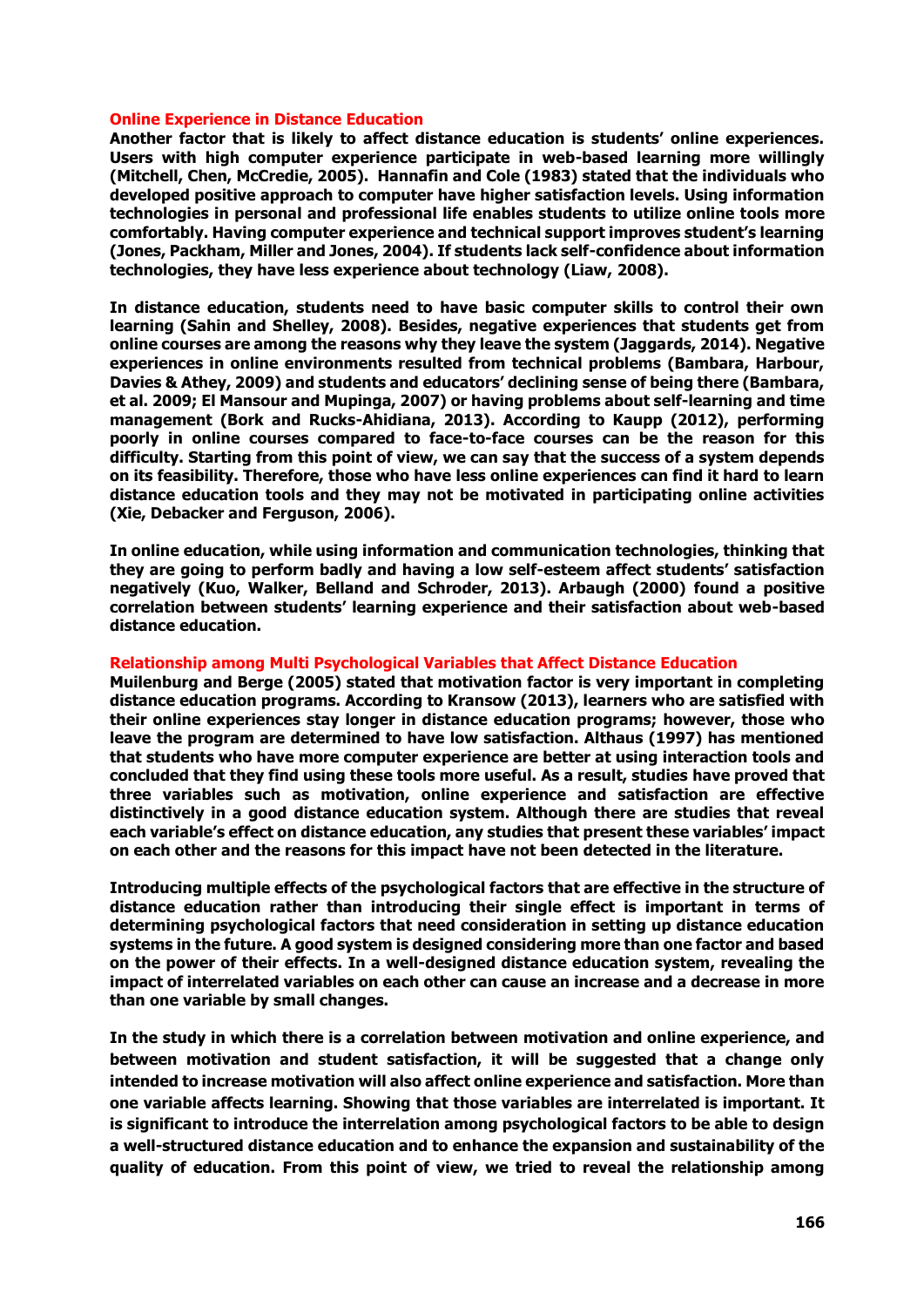## Online Experience in Distance Education

Another factor that is likely to affect distance education is students' online experiences. Users with high computer experience participate in web-based learning more willingly (Mitchell, Chen, McCredie, 2005). Hannafin and Cole (1983) stated that the individuals who developed positive approach to computer have higher satisfaction levels. Using information technologies in personal and professional life enables students to utilize online tools more comfortably. Having computer experience and technical support improves student's learning (Jones, Packham, Miller and Jones, 2004). If students lack self-confidence about information technologies, they have less experience about technology (Liaw, 2008).

In distance education, students need to have basic computer skills to control their own learning (Sahin and Shelley, 2008). Besides, negative experiences that students get from online courses are among the reasons why they leave the system (Jaggards, 2014). Negative experiences in online environments resulted from technical problems (Bambara, Harbour, Davies & Athey, 2009) and students and educators' declining sense of being there (Bambara, et al. 2009; El Mansour and Mupinga, 2007) or having problems about self-learning and time management (Bork and Rucks-Ahidiana, 2013). According to Kaupp (2012), performing poorly in online courses compared to face-to-face courses can be the reason for this difficulty. Starting from this point of view, we can say that the success of a system depends on its feasibility. Therefore, those who have less online experiences can find it hard to learn distance education tools and they may not be motivated in participating online activities (Xie, Debacker and Ferguson, 2006).

In online education, while using information and communication technologies, thinking that they are going to perform badly and having a low self-esteem affect students' satisfaction negatively (Kuo, Walker, Belland and Schroder, 2013). Arbaugh (2000) found a positive correlation between students' learning experience and their satisfaction about web-based distance education.

## Relationship among Multi Psychological Variables that Affect Distance Education

Muilenburg and Berge (2005) stated that motivation factor is very important in completing distance education programs. According to Kransow (2013), learners who are satisfied with their online experiences stay longer in distance education programs; however, those who leave the program are determined to have low satisfaction. Althaus (1997) has mentioned that students who have more computer experience are better at using interaction tools and concluded that they find using these tools more useful. As a result, studies have proved that three variables such as motivation, online experience and satisfaction are effective distinctively in a good distance education system. Although there are studies that reveal each variable's effect on distance education, any studies that present these variables' impact on each other and the reasons for this impact have not been detected in the literature.

Introducing multiple effects of the psychological factors that are effective in the structure of distance education rather than introducing their single effect is important in terms of determining psychological factors that need consideration in setting up distance education systems in the future. A good system is designed considering more than one factor and based on the power of their effects. In a well-designed distance education system, revealing the impact of interrelated variables on each other can cause an increase and a decrease in more than one variable by small changes.

In the study in which there is a correlation between motivation and online experience, and between motivation and student satisfaction, it will be suggested that a change only intended to increase motivation will also affect online experience and satisfaction. More than one variable affects learning. Showing that those variables are interrelated is important. It is significant to introduce the interrelation among psychological factors to be able to design a well-structured distance education and to enhance the expansion and sustainability of the quality of education. From this point of view, we tried to reveal the relationship among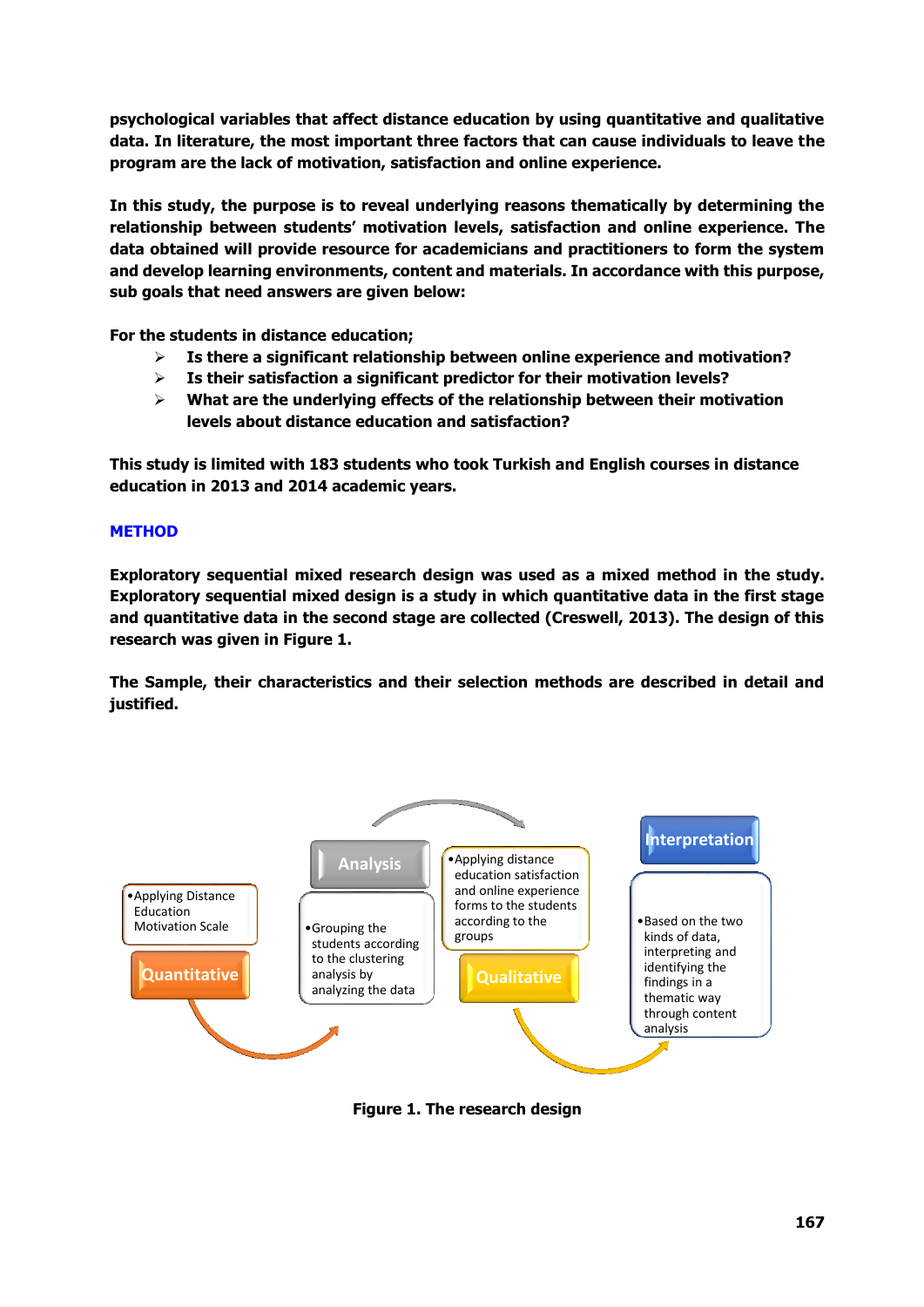**psychological variables that affect distance education by using quantitative and qualitative data. In literature, the most important three factors that can cause individuals to leave the program are the lack of motivation, satisfaction and online experience.**

**In this study, the purpose is to reveal underlying reasons thematically by determining the relationship between students' motivation levels, satisfaction and online experience. The data obtained will provide resource for academicians and practitioners to form the system and develop learning environments, content and materials. In accordance with this purpose, sub goals that need answers are given below:**

**For the students in distance education;**

- **Is there a significant relationship between online experience and motivation?**
- **Is their satisfaction a significant predictor for their motivation levels?**
- **What are the underlying effects of the relationship between their motivation levels about distance education and satisfaction?**

**This study is limited with 183 students who took Turkish and English courses in distance education in 2013 and 2014 academic years.**

## METHOD

**Exploratory sequential mixed research design was used as a mixed method in the study. Exploratory sequential mixed design is a study in which quantitative data in the first stage and quantitative data in the second stage are collected (Creswell, 2013). The design of this research was given in Figure 1.**

**The Sample, their characteristics and their selection methods are described in detail and justified.**

Quantitative
- Applying Distance Education Motivation Scale

Analysis
- Grouping the students according to the clustering analysis by analyzing the data

Qualitative
- Applying distance education satisfaction and online experience forms to the students according to the groups

Interpretation
- Based on the two kinds of data, interpreting and identifying the findings in a thematic way through content analysis

**Figure 1. The research design**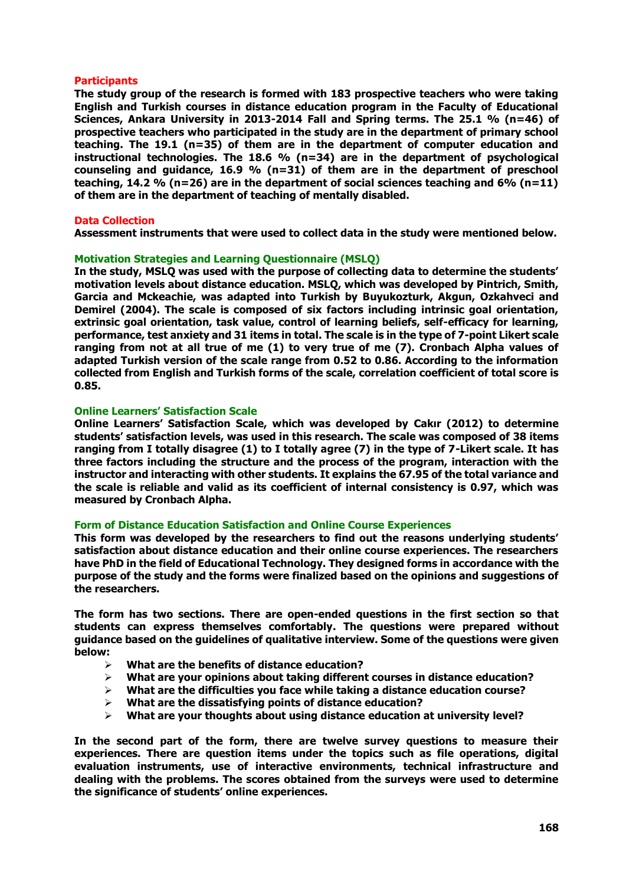## Participants

The study group of the research is formed with 183 prospective teachers who were taking English and Turkish courses in distance education program in the Faculty of Educational Sciences, Ankara University in 2013-2014 Fall and Spring terms. The 25.1 % (n=46) of prospective teachers who participated in the study are in the department of primary school teaching. The 19.1 (n=35) of them are in the department of computer education and instructional technologies. The 18.6 % (n=34) are in the department of psychological counseling and guidance, 16.9 % (n=31) of them are in the department of preschool teaching, 14.2 % (n=26) are in the department of social sciences teaching and 6% (n=11) of them are in the department of teaching of mentally disabled.

## Data Collection

Assessment instruments that were used to collect data in the study were mentioned below.

### Motivation Strategies and Learning Questionnaire (MSLQ)

In the study, MSLQ was used with the purpose of collecting data to determine the students' motivation levels about distance education. MSLQ, which was developed by Pintrich, Smith, Garcia and Mckeachie, was adapted into Turkish by Buyukozturk, Akgun, Ozkahveci and Demirel (2004). The scale is composed of six factors including intrinsic goal orientation, extrinsic goal orientation, task value, control of learning beliefs, self-efficacy for learning, performance, test anxiety and 31 items in total. The scale is in the type of 7-point Likert scale ranging from not at all true of me (1) to very true of me (7). Cronbach Alpha values of adapted Turkish version of the scale range from 0.52 to 0.86. According to the information collected from English and Turkish forms of the scale, correlation coefficient of total score is 0.85.

### Online Learners' Satisfaction Scale

Online Learners' Satisfaction Scale, which was developed by Cakır (2012) to determine students' satisfaction levels, was used in this research. The scale was composed of 38 items ranging from I totally disagree (1) to I totally agree (7) in the type of 7-Likert scale. It has three factors including the structure and the process of the program, interaction with the instructor and interacting with other students. It explains the 67.95 of the total variance and the scale is reliable and valid as its coefficient of internal consistency is 0.97, which was measured by Cronbach Alpha.

### Form of Distance Education Satisfaction and Online Course Experiences

This form was developed by the researchers to find out the reasons underlying students' satisfaction about distance education and their online course experiences. The researchers have PhD in the field of Educational Technology. They designed forms in accordance with the purpose of the study and the forms were finalized based on the opinions and suggestions of the researchers.

The form has two sections. There are open-ended questions in the first section so that students can express themselves comfortably. The questions were prepared without guidance based on the guidelines of qualitative interview. Some of the questions were given below:

- What are the benefits of distance education?
- What are your opinions about taking different courses in distance education?
- What are the difficulties you face while taking a distance education course?
- What are the dissatisfying points of distance education?
- What are your thoughts about using distance education at university level?

In the second part of the form, there are twelve survey questions to measure their experiences. There are question items under the topics such as file operations, digital evaluation instruments, use of interactive environments, technical infrastructure and dealing with the problems. The scores obtained from the surveys were used to determine the significance of students' online experiences.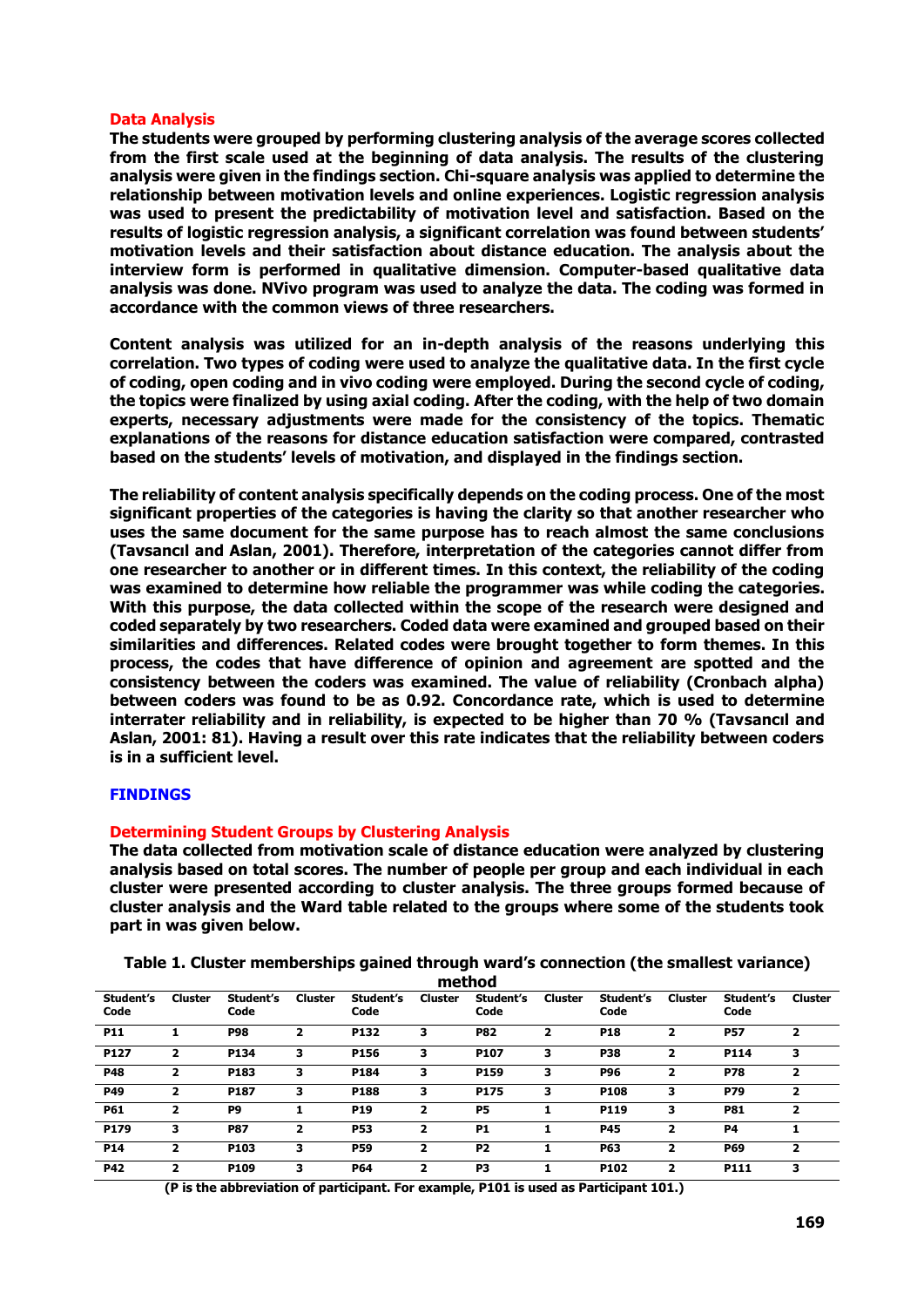### Data Analysis

**The students were grouped by performing clustering analysis of the average scores collected from the first scale used at the beginning of data analysis. The results of the clustering analysis were given in the findings section. Chi-square analysis was applied to determine the relationship between motivation levels and online experiences. Logistic regression analysis was used to present the predictability of motivation level and satisfaction. Based on the results of logistic regression analysis, a significant correlation was found between students' motivation levels and their satisfaction about distance education. The analysis about the interview form is performed in qualitative dimension. Computer-based qualitative data analysis was done. NVivo program was used to analyze the data. The coding was formed in accordance with the common views of three researchers.**

**Content analysis was utilized for an in-depth analysis of the reasons underlying this correlation. Two types of coding were used to analyze the qualitative data. In the first cycle of coding, open coding and in vivo coding were employed. During the second cycle of coding, the topics were finalized by using axial coding. After the coding, with the help of two domain experts, necessary adjustments were made for the consistency of the topics. Thematic explanations of the reasons for distance education satisfaction were compared, contrasted based on the students' levels of motivation, and displayed in the findings section.**

**The reliability of content analysis specifically depends on the coding process. One of the most significant properties of the categories is having the clarity so that another researcher who uses the same document for the same purpose has to reach almost the same conclusions (Tavsancıl and Aslan, 2001). Therefore, interpretation of the categories cannot differ from one researcher to another or in different times. In this context, the reliability of the coding was examined to determine how reliable the programmer was while coding the categories. With this purpose, the data collected within the scope of the research were designed and coded separately by two researchers. Coded data were examined and grouped based on their similarities and differences. Related codes were brought together to form themes. In this process, the codes that have difference of opinion and agreement are spotted and the consistency between the coders was examined. The value of reliability (Cronbach alpha) between coders was found to be as 0.92. Concordance rate, which is used to determine interrater reliability and in reliability, is expected to be higher than 70 % (Tavsancıl and Aslan, 2001: 81). Having a result over this rate indicates that the reliability between coders is in a sufficient level.**

## FINDINGS

### Determining Student Groups by Clustering Analysis

**The data collected from motivation scale of distance education were analyzed by clustering analysis based on total scores. The number of people per group and each individual in each cluster were presented according to cluster analysis. The three groups formed because of cluster analysis and the Ward table related to the groups where some of the students took part in was given below.**

**Table 1. Cluster memberships gained through ward's connection (the smallest variance) method**

| Student's Code | Cluster | Student's Code | Cluster | Student's Code | Cluster | Student's Code | Cluster | Student's Code | Cluster | Student's Code | Cluster |
|---|---|---|---|---|---|---|---|---|---|---|---|
| P11 | 1 | P98 | 2 | P132 | 3 | P82 | 2 | P18 | 2 | P57 | 2 |
| P127 | 2 | P134 | 3 | P156 | 3 | P107 | 3 | P38 | 2 | P114 | 3 |
| P48 | 2 | P183 | 3 | P184 | 3 | P159 | 3 | P96 | 2 | P78 | 2 |
| P49 | 2 | P187 | 3 | P188 | 3 | P175 | 3 | P108 | 3 | P79 | 2 |
| P61 | 2 | P9 | 1 | P19 | 2 | P5 | 1 | P119 | 3 | P81 | 2 |
| P179 | 3 | P87 | 2 | P53 | 2 | P1 | 1 | P45 | 2 | P4 | 1 |
| P14 | 2 | P103 | 3 | P59 | 2 | P2 | 1 | P63 | 2 | P69 | 2 |
| P42 | 2 | P109 | 3 | P64 | 2 | P3 | 1 | P102 | 2 | P111 | 3 |

**(P is the abbreviation of participant. For example, P101 is used as Participant 101.)**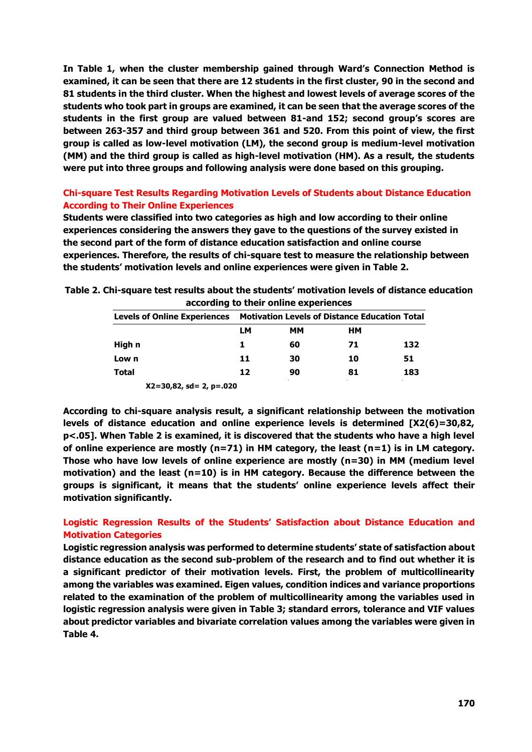**In Table 1, when the cluster membership gained through Ward's Connection Method is examined, it can be seen that there are 12 students in the first cluster, 90 in the second and 81 students in the third cluster. When the highest and lowest levels of average scores of the students who took part in groups are examined, it can be seen that the average scores of the students in the first group are valued between 81-and 152; second group's scores are between 263-357 and third group between 361 and 520. From this point of view, the first group is called as low-level motivation (LM), the second group is medium-level motivation (MM) and the third group is called as high-level motivation (HM). As a result, the students were put into three groups and following analysis were done based on this grouping.**

## Chi-square Test Results Regarding Motivation Levels of Students about Distance Education According to Their Online Experiences

**Students were classified into two categories as high and low according to their online experiences considering the answers they gave to the questions of the survey existed in the second part of the form of distance education satisfaction and online course experiences. Therefore, the results of chi-square test to measure the relationship between the students' motivation levels and online experiences were given in Table 2.**

**Table 2. Chi-square test results about the students' motivation levels of distance education according to their online experiences**

| Levels of Online Experiences | Motivation Levels of Distance Education | | | Total |
|---|---|---|---|---|
| | LM | MM | HM | |
| High n | 1 | 60 | 71 | 132 |
| Low n | 11 | 30 | 10 | 51 |
| Total | 12 | 90 | 81 | 183 |

$X2=30,82$, $sd= 2$, $p=.020$

**According to chi-square analysis result, a significant relationship between the motivation levels of distance education and online experience levels is determined [$X2(6)=30,82$, $p<.05$]. When Table 2 is examined, it is discovered that the students who have a high level of online experience are mostly (n=71) in HM category, the least (n=1) is in LM category. Those who have low levels of online experience are mostly (n=30) in MM (medium level motivation) and the least (n=10) is in HM category. Because the difference between the groups is significant, it means that the students' online experience levels affect their motivation significantly.**

## Logistic Regression Results of the Students' Satisfaction about Distance Education and Motivation Categories

**Logistic regression analysis was performed to determine students' state of satisfaction about distance education as the second sub-problem of the research and to find out whether it is a significant predictor of their motivation levels. First, the problem of multicollinearity among the variables was examined. Eigen values, condition indices and variance proportions related to the examination of the problem of multicollinearity among the variables used in logistic regression analysis were given in Table 3; standard errors, tolerance and VIF values about predictor variables and bivariate correlation values among the variables were given in Table 4.**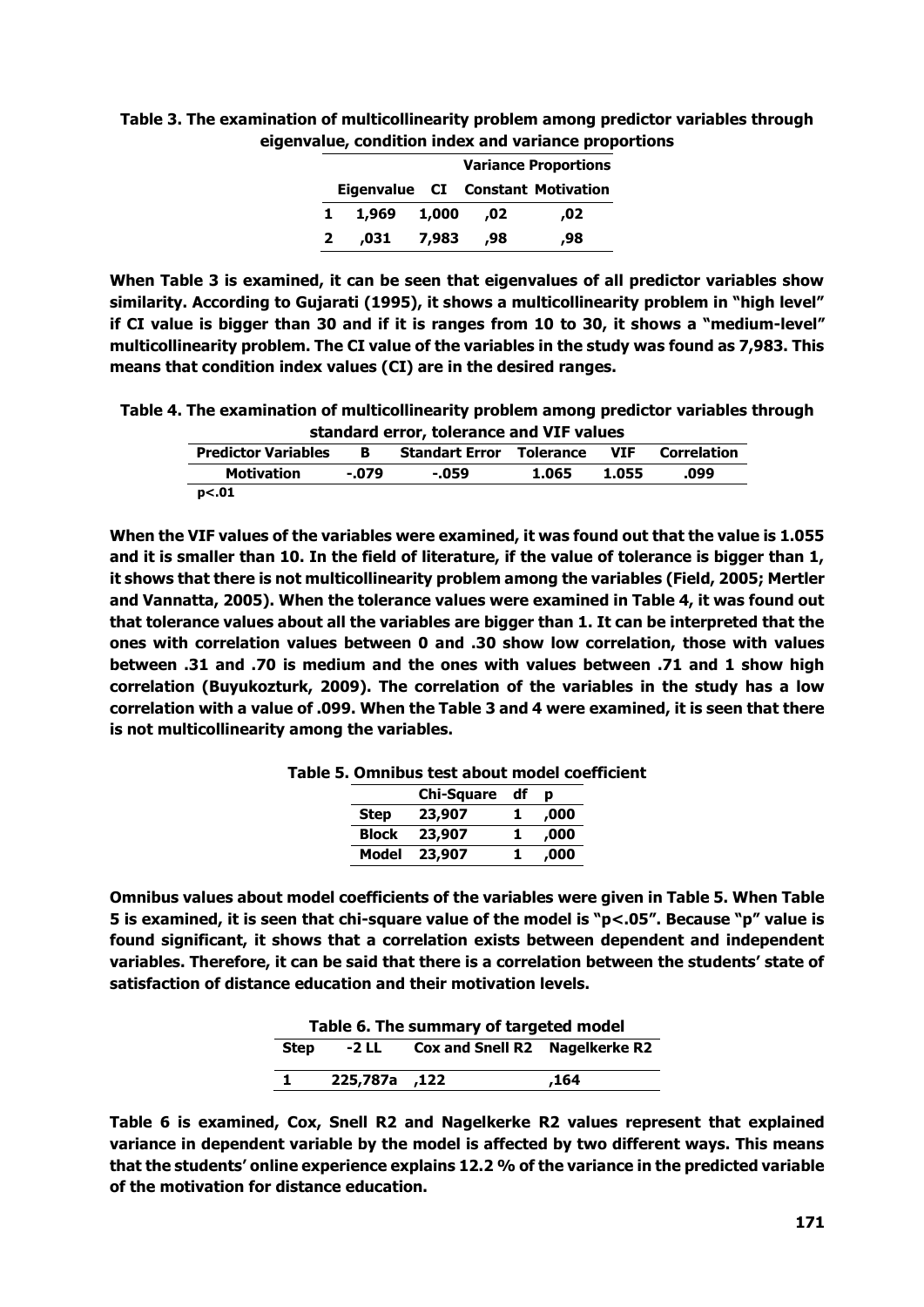**Table 3. The examination of multicollinearity problem among predictor variables through eigenvalue, condition index and variance proportions**

| | | | Variance Proportions | |
|---|---|---|---|---|
| | Eigenvalue | CI | Constant | Motivation |
| 1 | 1,969 | 1,000 | ,02 | ,02 |
| 2 | ,031 | 7,983 | ,98 | ,98 |

**When Table 3 is examined, it can be seen that eigenvalues of all predictor variables show similarity. According to Gujarati (1995), it shows a multicollinearity problem in "high level" if CI value is bigger than 30 and if it is ranges from 10 to 30, it shows a "medium-level" multicollinearity problem. The CI value of the variables in the study was found as 7,983. This means that condition index values (CI) are in the desired ranges.**

**Table 4. The examination of multicollinearity problem among predictor variables through standard error, tolerance and VIF values**

| Predictor Variables | B | Standart Error | Tolerance | VIF | Correlation |
|---|---|---|---|---|---|
| Motivation | -.079 | -.059 | 1.065 | 1.055 | .099 |

p<.01

**When the VIF values of the variables were examined, it was found out that the value is 1.055 and it is smaller than 10. In the field of literature, if the value of tolerance is bigger than 1, it shows that there is not multicollinearity problem among the variables (Field, 2005; Mertler and Vannatta, 2005). When the tolerance values were examined in Table 4, it was found out that tolerance values about all the variables are bigger than 1. It can be interpreted that the ones with correlation values between 0 and .30 show low correlation, those with values between .31 and .70 is medium and the ones with values between .71 and 1 show high correlation (Buyukozturk, 2009). The correlation of the variables in the study has a low correlation with a value of .099. When the Table 3 and 4 were examined, it is seen that there is not multicollinearity among the variables.**

**Table 5. Omnibus test about model coefficient**

| | Chi-Square | df | p |
|---|---|---|---|
| Step | 23,907 | 1 | ,000 |
| Block | 23,907 | 1 | ,000 |
| Model | 23,907 | 1 | ,000 |

**Omnibus values about model coefficients of the variables were given in Table 5. When Table 5 is examined, it is seen that chi-square value of the model is "p<.05". Because "p" value is found significant, it shows that a correlation exists between dependent and independent variables. Therefore, it can be said that there is a correlation between the students' state of satisfaction of distance education and their motivation levels.**

**Table 6. The summary of targeted model**

| Step | -2 LL | Cox and Snell R2 | Nagelkerke R2 |
|---|---|---|---|
| 1 | 225,787a | ,122 | ,164 |

**Table 6 is examined, Cox, Snell R2 and Nagelkerke R2 values represent that explained variance in dependent variable by the model is affected by two different ways. This means that the students' online experience explains 12.2 % of the variance in the predicted variable of the motivation for distance education.**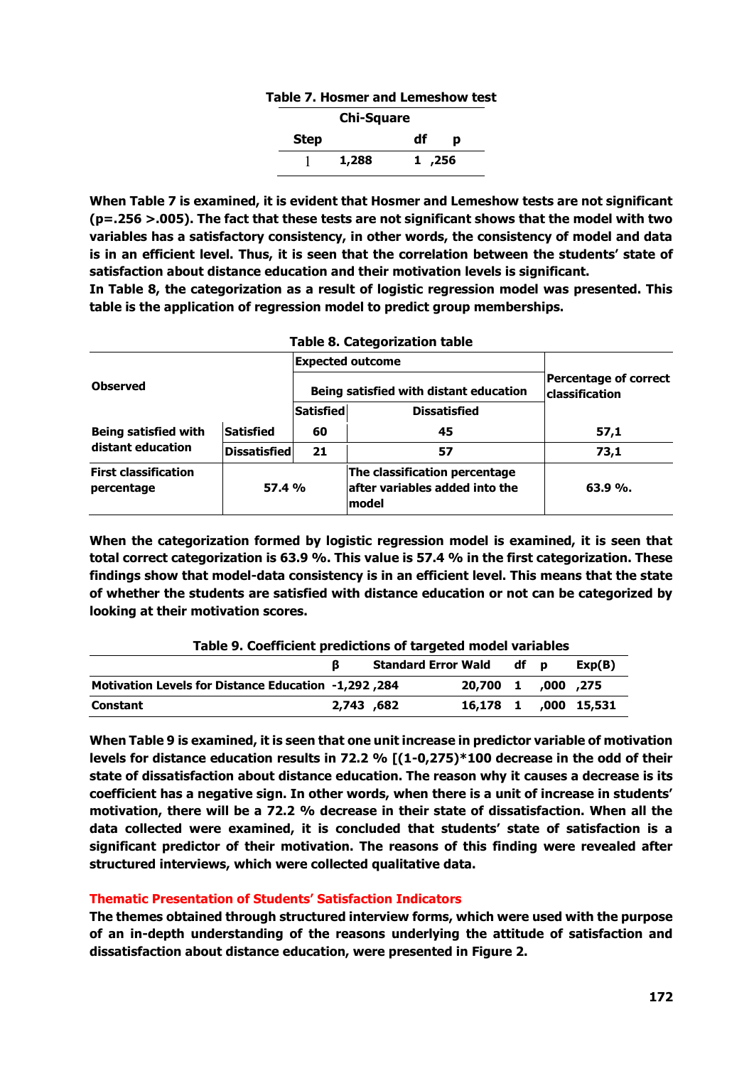**Table 7. Hosmer and Lemeshow test**

| Step | Chi-Square | df | p |
|---|---|---|---|
| 1 | 1,288 | 1 | ,256 |

**When Table 7 is examined, it is evident that Hosmer and Lemeshow tests are not significant (p=.256 >.005). The fact that these tests are not significant shows that the model with two variables has a satisfactory consistency, in other words, the consistency of model and data is in an efficient level. Thus, it is seen that the correlation between the students' state of satisfaction about distance education and their motivation levels is significant.**

**In Table 8, the categorization as a result of logistic regression model was presented. This table is the application of regression model to predict group memberships.**

**Table 8. Categorization table**

| Observed | | Expected outcome | | Percentage of correct classification |
|---|---|---|---|---|
| | | Being satisfied with distant education | | |
| | | Satisfied | Dissatisfied | |
| Being satisfied with distant education | Satisfied | 60 | 45 | 57,1 |
| | Dissatisfied | 21 | 57 | 73,1 |
| First classification percentage | 57.4 % | | The classification percentage after variables added into the model | 63.9 %. |

**When the categorization formed by logistic regression model is examined, it is seen that total correct categorization is 63.9 %. This value is 57.4 % in the first categorization. These findings show that model-data consistency is in an efficient level. This means that the state of whether the students are satisfied with distance education or not can be categorized by looking at their motivation scores.**

**Table 9. Coefficient predictions of targeted model variables**

| | β | Standard Error | Wald | df | p | Exp(B) |
|---|---|---|---|---|---|---|
| Motivation Levels for Distance Education | -1,292 | ,284 | 20,700 | 1 | ,000 | ,275 |
| Constant | 2,743 | ,682 | 16,178 | 1 | ,000 | 15,531 |

**When Table 9 is examined, it is seen that one unit increase in predictor variable of motivation levels for distance education results in 72.2 % [(1-0,275)*100 decrease in the odd of their state of dissatisfaction about distance education. The reason why it causes a decrease is its coefficient has a negative sign. In other words, when there is a unit of increase in students' motivation, there will be a 72.2 % decrease in their state of dissatisfaction. When all the data collected were examined, it is concluded that students' state of satisfaction is a significant predictor of their motivation. The reasons of this finding were revealed after structured interviews, which were collected qualitative data.**

### Thematic Presentation of Students' Satisfaction Indicators

**The themes obtained through structured interview forms, which were used with the purpose of an in-depth understanding of the reasons underlying the attitude of satisfaction and dissatisfaction about distance education, were presented in Figure 2.**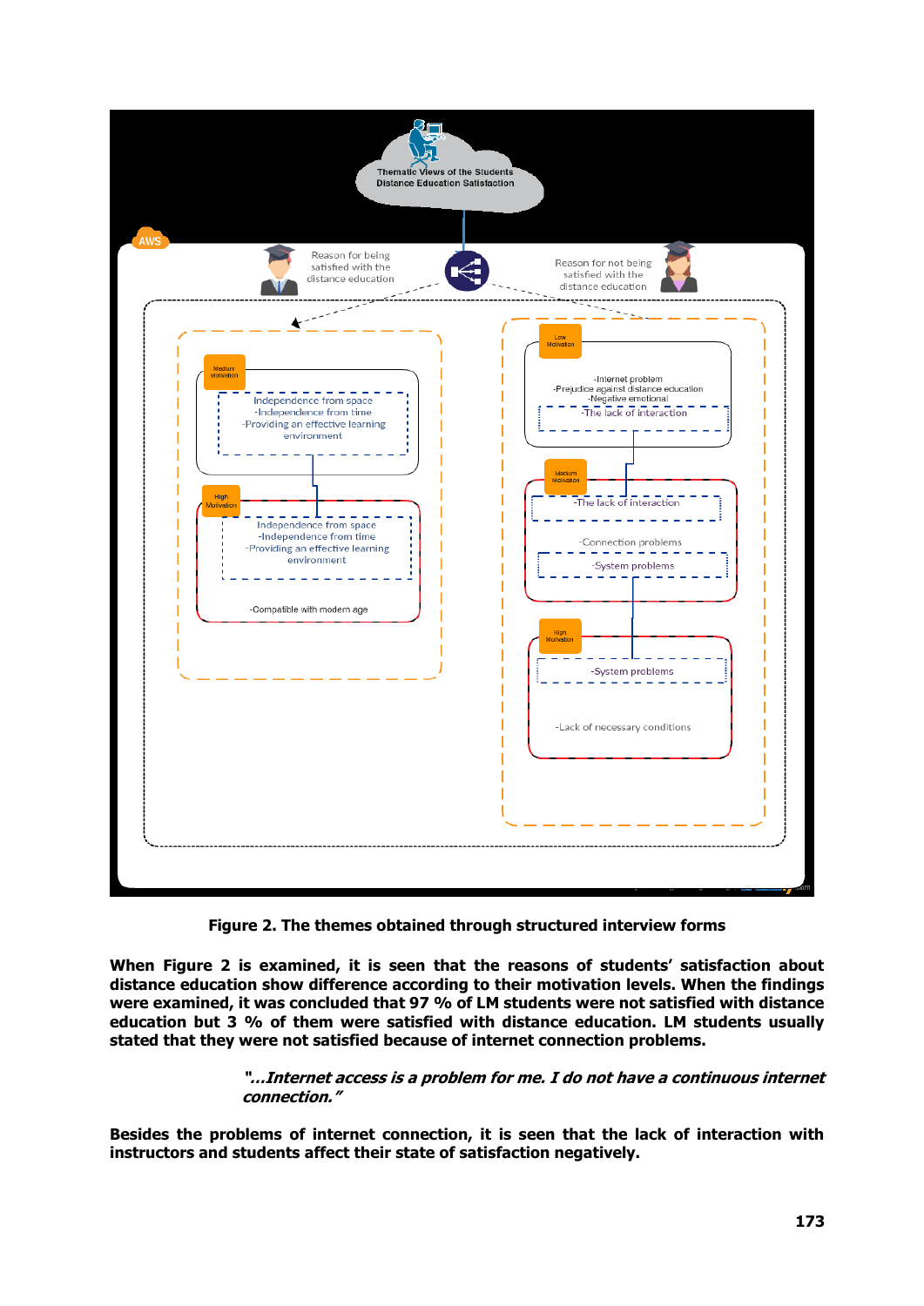**Figure 2. The themes obtained through structured interview forms**

**When Figure 2 is examined, it is seen that the reasons of students' satisfaction about distance education show difference according to their motivation levels. When the findings were examined, it was concluded that 97 % of LM students were not satisfied with distance education but 3 % of them were satisfied with distance education. LM students usually stated that they were not satisfied because of internet connection problems.**

> ***"...Internet access is a problem for me. I do not have a continuous internet connection."***

**Besides the problems of internet connection, it is seen that the lack of interaction with instructors and students affect their state of satisfaction negatively.**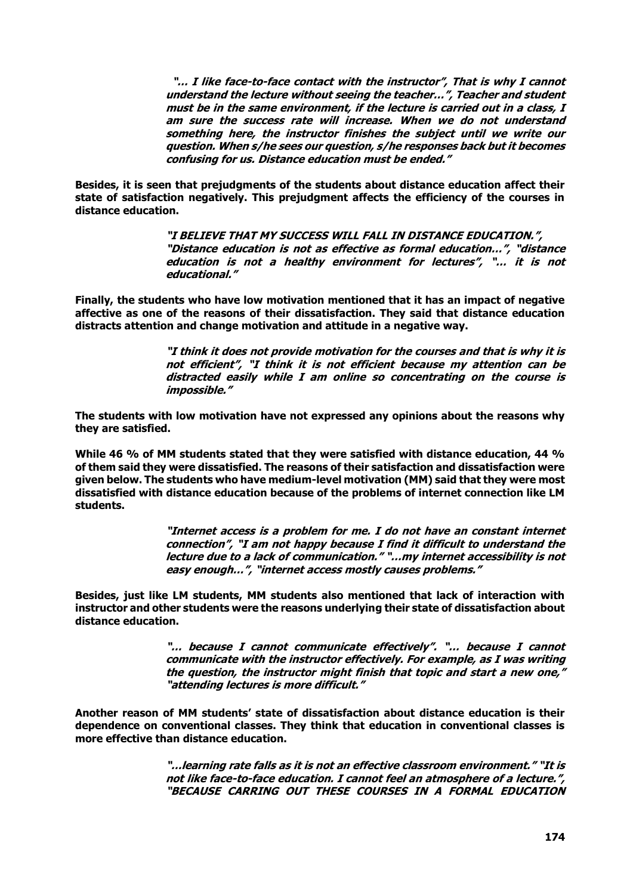> ***"… I like face-to-face contact with the instructor", That is why I cannot understand the lecture without seeing the teacher…", Teacher and student must be in the same environment, if the lecture is carried out in a class, I am sure the success rate will increase. When we do not understand something here, the instructor finishes the subject until we write our question. When s/he sees our question, s/he responses back but it becomes confusing for us. Distance education must be ended."***

**Besides, it is seen that prejudgments of the students about distance education affect their state of satisfaction negatively. This prejudgment affects the efficiency of the courses in distance education.**

> ***"I BELIEVE THAT MY SUCCESS WILL FALL IN DISTANCE EDUCATION.", "Distance education is not as effective as formal education…", "distance education is not a healthy environment for lectures", "… it is not educational."***

**Finally, the students who have low motivation mentioned that it has an impact of negative affective as one of the reasons of their dissatisfaction. They said that distance education distracts attention and change motivation and attitude in a negative way.**

> ***"I think it does not provide motivation for the courses and that is why it is not efficient", "I think it is not efficient because my attention can be distracted easily while I am online so concentrating on the course is impossible."***

**The students with low motivation have not expressed any opinions about the reasons why they are satisfied.**

**While 46 % of MM students stated that they were satisfied with distance education, 44 % of them said they were dissatisfied. The reasons of their satisfaction and dissatisfaction were given below. The students who have medium-level motivation (MM) said that they were most dissatisfied with distance education because of the problems of internet connection like LM students.**

> ***"Internet access is a problem for me. I do not have an constant internet connection", "I am not happy because I find it difficult to understand the lecture due to a lack of communication." "…my internet accessibility is not easy enough…", "internet access mostly causes problems."***

**Besides, just like LM students, MM students also mentioned that lack of interaction with instructor and other students were the reasons underlying their state of dissatisfaction about distance education.**

> ***"… because I cannot communicate effectively". "… because I cannot communicate with the instructor effectively. For example, as I was writing the question, the instructor might finish that topic and start a new one," "attending lectures is more difficult."***

**Another reason of MM students' state of dissatisfaction about distance education is their dependence on conventional classes. They think that education in conventional classes is more effective than distance education.**

> ***"…learning rate falls as it is not an effective classroom environment." "It is not like face-to-face education. I cannot feel an atmosphere of a lecture.", "BECAUSE CARRING OUT THESE COURSES IN A FORMAL EDUCATION***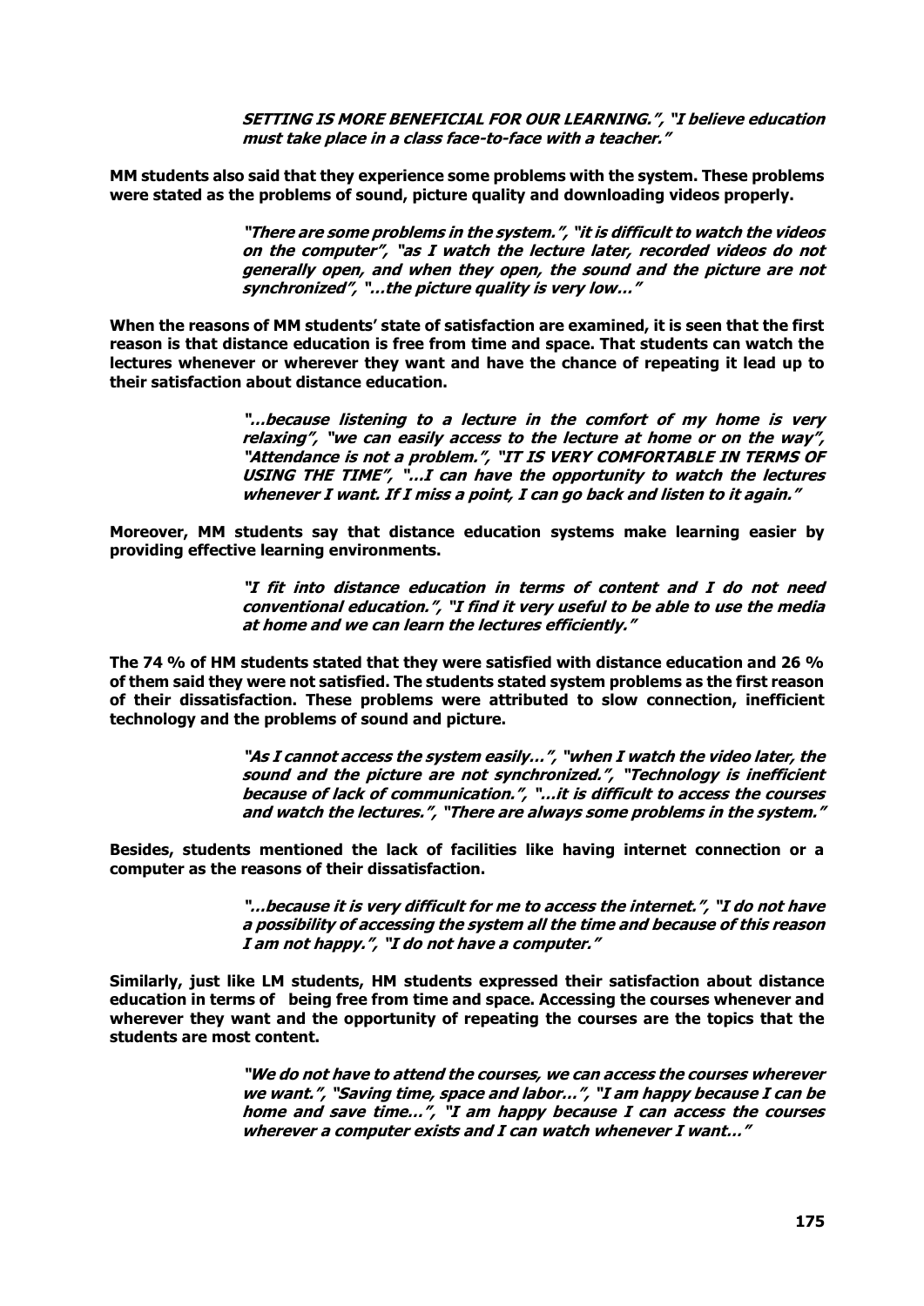***SETTING IS MORE BENEFICIAL FOR OUR LEARNING.", "I believe education must take place in a class face-to-face with a teacher."***

**MM students also said that they experience some problems with the system. These problems were stated as the problems of sound, picture quality and downloading videos properly.**

> ***"There are some problems in the system.", "it is difficult to watch the videos on the computer", "as I watch the lecture later, recorded videos do not generally open, and when they open, the sound and the picture are not synchronized", "…the picture quality is very low…"***

**When the reasons of MM students' state of satisfaction are examined, it is seen that the first reason is that distance education is free from time and space. That students can watch the lectures whenever or wherever they want and have the chance of repeating it lead up to their satisfaction about distance education.**

> ***"…because listening to a lecture in the comfort of my home is very relaxing", "we can easily access to the lecture at home or on the way", "Attendance is not a problem.", "IT IS VERY COMFORTABLE IN TERMS OF USING THE TIME", "…I can have the opportunity to watch the lectures whenever I want. If I miss a point, I can go back and listen to it again."***

**Moreover, MM students say that distance education systems make learning easier by providing effective learning environments.**

> ***"I fit into distance education in terms of content and I do not need conventional education.", "I find it very useful to be able to use the media at home and we can learn the lectures efficiently."***

**The 74 % of HM students stated that they were satisfied with distance education and 26 % of them said they were not satisfied. The students stated system problems as the first reason of their dissatisfaction. These problems were attributed to slow connection, inefficient technology and the problems of sound and picture.**

> ***"As I cannot access the system easily…", "when I watch the video later, the sound and the picture are not synchronized.", "Technology is inefficient because of lack of communication.", "…it is difficult to access the courses and watch the lectures.", "There are always some problems in the system."***

**Besides, students mentioned the lack of facilities like having internet connection or a computer as the reasons of their dissatisfaction.**

> ***"…because it is very difficult for me to access the internet.", "I do not have a possibility of accessing the system all the time and because of this reason I am not happy.", "I do not have a computer."***

**Similarly, just like LM students, HM students expressed their satisfaction about distance education in terms of being free from time and space. Accessing the courses whenever and wherever they want and the opportunity of repeating the courses are the topics that the students are most content.**

> ***"We do not have to attend the courses, we can access the courses wherever we want.", "Saving time, space and labor…", "I am happy because I can be home and save time…", "I am happy because I can access the courses wherever a computer exists and I can watch whenever I want…"***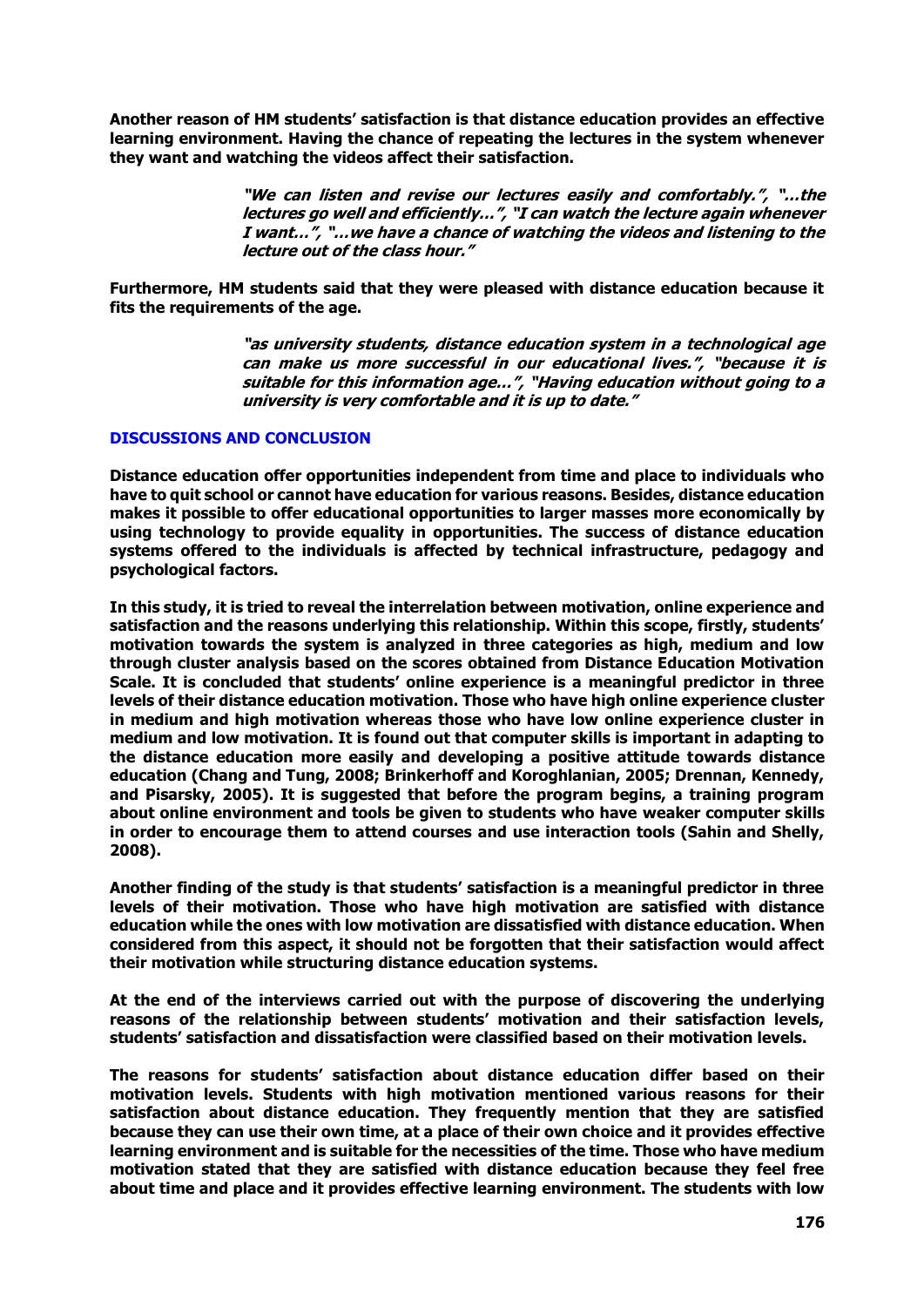Another reason of HM students' satisfaction is that distance education provides an effective learning environment. Having the chance of repeating the lectures in the system whenever they want and watching the videos affect their satisfaction.

> *"We can listen and revise our lectures easily and comfortably.", "…the lectures go well and efficiently…", "I can watch the lecture again whenever I want…", "…we have a chance of watching the videos and listening to the lecture out of the class hour."*

Furthermore, HM students said that they were pleased with distance education because it fits the requirements of the age.

> *"as university students, distance education system in a technological age can make us more successful in our educational lives.", "because it is suitable for this information age…", "Having education without going to a university is very comfortable and it is up to date."*

## DISCUSSIONS AND CONCLUSION

Distance education offer opportunities independent from time and place to individuals who have to quit school or cannot have education for various reasons. Besides, distance education makes it possible to offer educational opportunities to larger masses more economically by using technology to provide equality in opportunities. The success of distance education systems offered to the individuals is affected by technical infrastructure, pedagogy and psychological factors.

In this study, it is tried to reveal the interrelation between motivation, online experience and satisfaction and the reasons underlying this relationship. Within this scope, firstly, students' motivation towards the system is analyzed in three categories as high, medium and low through cluster analysis based on the scores obtained from Distance Education Motivation Scale. It is concluded that students' online experience is a meaningful predictor in three levels of their distance education motivation. Those who have high online experience cluster in medium and high motivation whereas those who have low online experience cluster in medium and low motivation. It is found out that computer skills is important in adapting to the distance education more easily and developing a positive attitude towards distance education (Chang and Tung, 2008; Brinkerhoff and Koroghlanian, 2005; Drennan, Kennedy, and Pisarsky, 2005). It is suggested that before the program begins, a training program about online environment and tools be given to students who have weaker computer skills in order to encourage them to attend courses and use interaction tools (Sahin and Shelly, 2008).

Another finding of the study is that students' satisfaction is a meaningful predictor in three levels of their motivation. Those who have high motivation are satisfied with distance education while the ones with low motivation are dissatisfied with distance education. When considered from this aspect, it should not be forgotten that their satisfaction would affect their motivation while structuring distance education systems.

At the end of the interviews carried out with the purpose of discovering the underlying reasons of the relationship between students' motivation and their satisfaction levels, students' satisfaction and dissatisfaction were classified based on their motivation levels.

The reasons for students' satisfaction about distance education differ based on their motivation levels. Students with high motivation mentioned various reasons for their satisfaction about distance education. They frequently mention that they are satisfied because they can use their own time, at a place of their own choice and it provides effective learning environment and is suitable for the necessities of the time. Those who have medium motivation stated that they are satisfied with distance education because they feel free about time and place and it provides effective learning environment. The students with low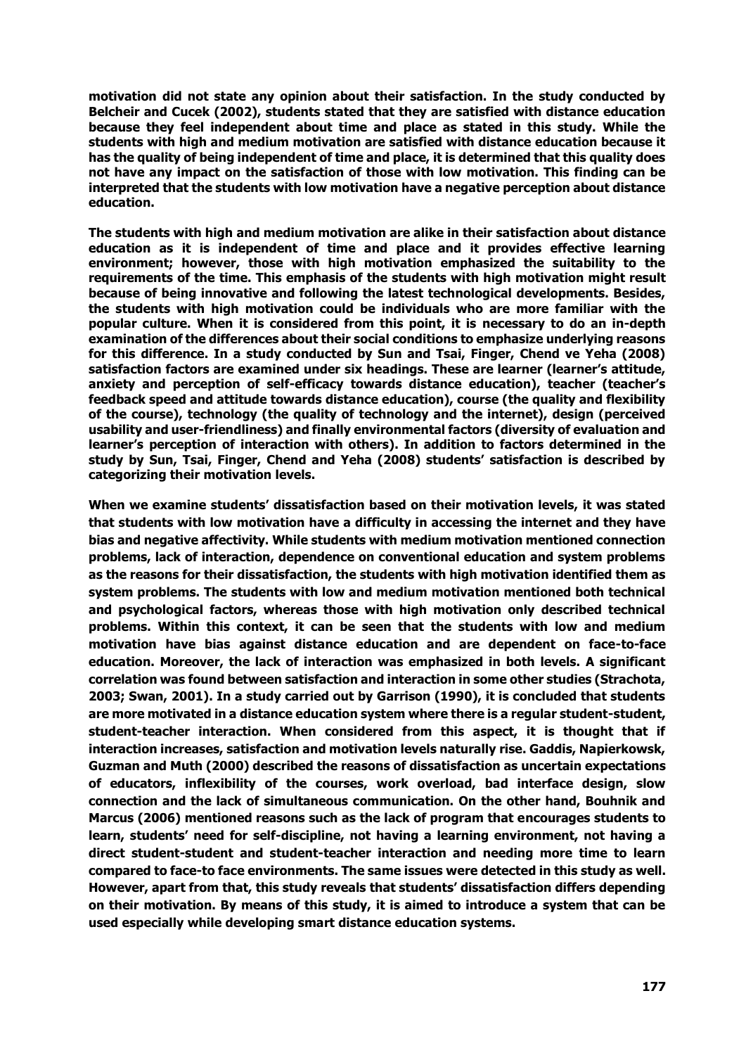**motivation did not state any opinion about their satisfaction. In the study conducted by Belcheir and Cucek (2002), students stated that they are satisfied with distance education because they feel independent about time and place as stated in this study. While the students with high and medium motivation are satisfied with distance education because it has the quality of being independent of time and place, it is determined that this quality does not have any impact on the satisfaction of those with low motivation. This finding can be interpreted that the students with low motivation have a negative perception about distance education.**

**The students with high and medium motivation are alike in their satisfaction about distance education as it is independent of time and place and it provides effective learning environment; however, those with high motivation emphasized the suitability to the requirements of the time. This emphasis of the students with high motivation might result because of being innovative and following the latest technological developments. Besides, the students with high motivation could be individuals who are more familiar with the popular culture. When it is considered from this point, it is necessary to do an in-depth examination of the differences about their social conditions to emphasize underlying reasons for this difference. In a study conducted by Sun and Tsai, Finger, Chend ve Yeha (2008) satisfaction factors are examined under six headings. These are learner (learner's attitude, anxiety and perception of self-efficacy towards distance education), teacher (teacher's feedback speed and attitude towards distance education), course (the quality and flexibility of the course), technology (the quality of technology and the internet), design (perceived usability and user-friendliness) and finally environmental factors (diversity of evaluation and learner's perception of interaction with others). In addition to factors determined in the study by Sun, Tsai, Finger, Chend and Yeha (2008) students' satisfaction is described by categorizing their motivation levels.**

**When we examine students' dissatisfaction based on their motivation levels, it was stated that students with low motivation have a difficulty in accessing the internet and they have bias and negative affectivity. While students with medium motivation mentioned connection problems, lack of interaction, dependence on conventional education and system problems as the reasons for their dissatisfaction, the students with high motivation identified them as system problems. The students with low and medium motivation mentioned both technical and psychological factors, whereas those with high motivation only described technical problems. Within this context, it can be seen that the students with low and medium motivation have bias against distance education and are dependent on face-to-face education. Moreover, the lack of interaction was emphasized in both levels. A significant correlation was found between satisfaction and interaction in some other studies (Strachota, 2003; Swan, 2001). In a study carried out by Garrison (1990), it is concluded that students are more motivated in a distance education system where there is a regular student-student, student-teacher interaction. When considered from this aspect, it is thought that if interaction increases, satisfaction and motivation levels naturally rise. Gaddis, Napierkowsk, Guzman and Muth (2000) described the reasons of dissatisfaction as uncertain expectations of educators, inflexibility of the courses, work overload, bad interface design, slow connection and the lack of simultaneous communication. On the other hand, Bouhnik and Marcus (2006) mentioned reasons such as the lack of program that encourages students to learn, students' need for self-discipline, not having a learning environment, not having a direct student-student and student-teacher interaction and needing more time to learn compared to face-to face environments. The same issues were detected in this study as well. However, apart from that, this study reveals that students' dissatisfaction differs depending on their motivation. By means of this study, it is aimed to introduce a system that can be used especially while developing smart distance education systems.**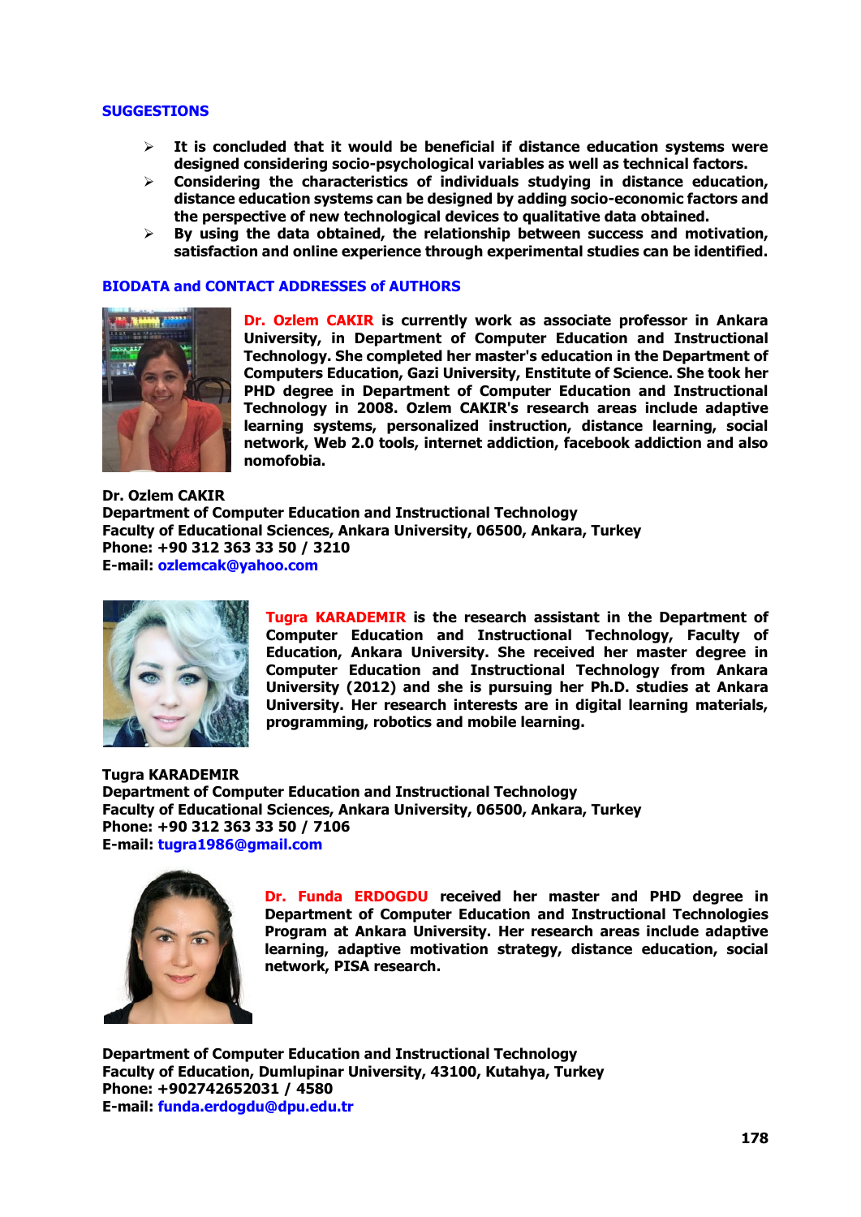## SUGGESTIONS

- **It is concluded that it would be beneficial if distance education systems were designed considering socio-psychological variables as well as technical factors.**
- **Considering the characteristics of individuals studying in distance education, distance education systems can be designed by adding socio-economic factors and the perspective of new technological devices to qualitative data obtained.**
- **By using the data obtained, the relationship between success and motivation, satisfaction and online experience through experimental studies can be identified.**

## BIODATA and CONTACT ADDRESSES of AUTHORS

**Dr. Ozlem CAKIR is currently work as associate professor in Ankara University, in Department of Computer Education and Instructional Technology. She completed her master's education in the Department of Computers Education, Gazi University, Enstitute of Science. She took her PHD degree in Department of Computer Education and Instructional Technology in 2008. Ozlem CAKIR's research areas include adaptive learning systems, personalized instruction, distance learning, social network, Web 2.0 tools, internet addiction, facebook addiction and also nomofobia.**

**Dr. Ozlem CAKIR**
**Department of Computer Education and Instructional Technology**
**Faculty of Educational Sciences, Ankara University, 06500, Ankara, Turkey**
**Phone: +90 312 363 33 50 / 3210**
**E-mail: ozlemcak@yahoo.com**

**Tugra KARADEMIR is the research assistant in the Department of Computer Education and Instructional Technology, Faculty of Education, Ankara University. She received her master degree in Computer Education and Instructional Technology from Ankara University (2012) and she is pursuing her Ph.D. studies at Ankara University. Her research interests are in digital learning materials, programming, robotics and mobile learning.**

**Tugra KARADEMIR**
**Department of Computer Education and Instructional Technology**
**Faculty of Educational Sciences, Ankara University, 06500, Ankara, Turkey**
**Phone: +90 312 363 33 50 / 7106**
**E-mail: tugra1986@gmail.com**

**Dr. Funda ERDOGDU received her master and PHD degree in Department of Computer Education and Instructional Technologies Program at Ankara University. Her research areas include adaptive learning, adaptive motivation strategy, distance education, social network, PISA research.**

**Department of Computer Education and Instructional Technology**
**Faculty of Education, Dumlupinar University, 43100, Kutahya, Turkey**
**Phone: +902742652031 / 4580**
**E-mail: funda.erdogdu@dpu.edu.tr**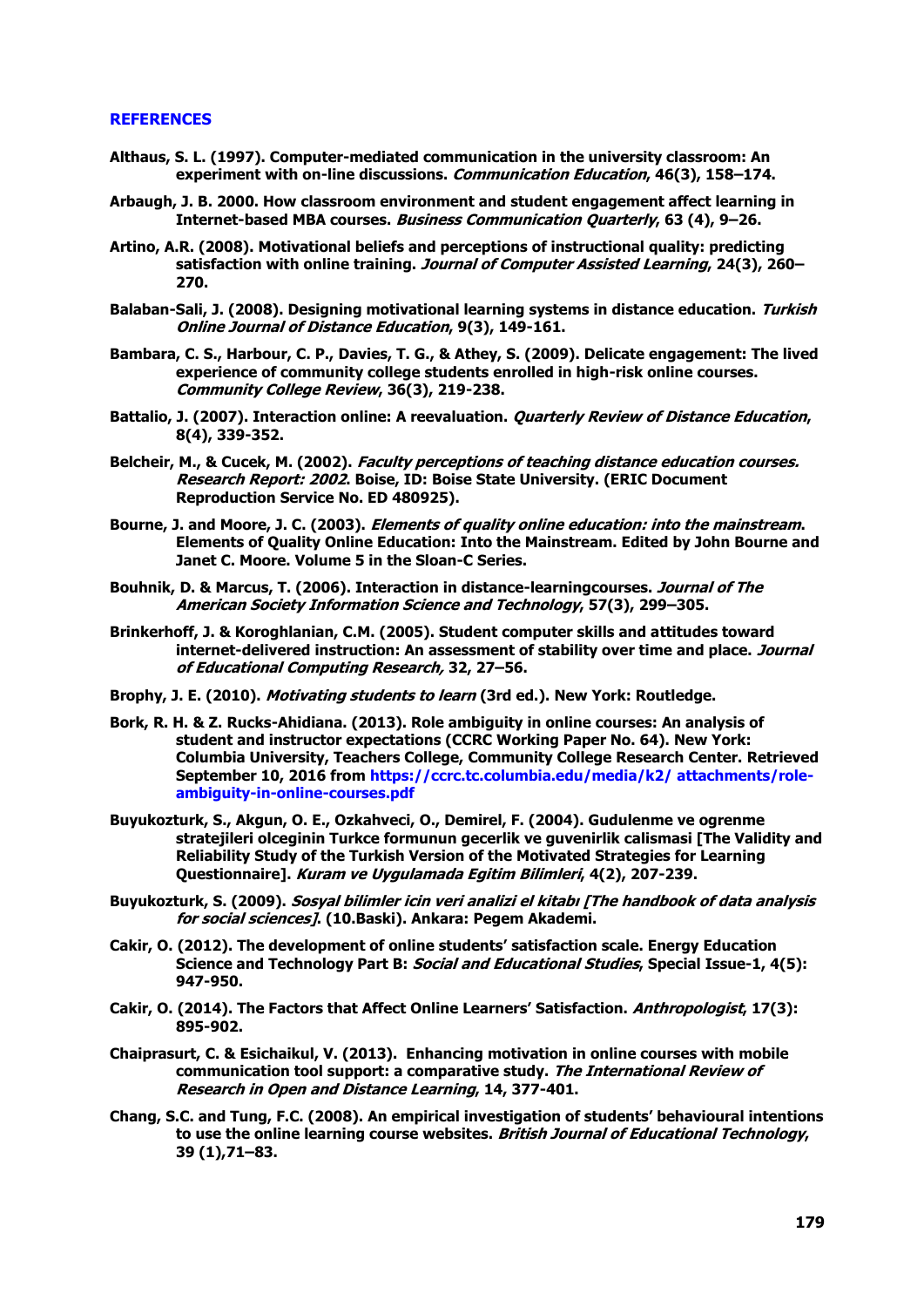## REFERENCES

Althaus, S. L. (1997). Computer-mediated communication in the university classroom: An experiment with on-line discussions. *Communication Education*, 46(3), 158–174.

Arbaugh, J. B. 2000. How classroom environment and student engagement affect learning in Internet-based MBA courses. *Business Communication Quarterly*, 63 (4), 9–26.

Artino, A.R. (2008). Motivational beliefs and perceptions of instructional quality: predicting satisfaction with online training. *Journal of Computer Assisted Learning*, 24(3), 260–270.

Balaban-Sali, J. (2008). Designing motivational learning systems in distance education. *Turkish Online Journal of Distance Education*, 9(3), 149-161.

Bambara, C. S., Harbour, C. P., Davies, T. G., & Athey, S. (2009). Delicate engagement: The lived experience of community college students enrolled in high-risk online courses. *Community College Review*, 36(3), 219-238.

Battalio, J. (2007). Interaction online: A reevaluation. *Quarterly Review of Distance Education*, 8(4), 339-352.

Belcheir, M., & Cucek, M. (2002). *Faculty perceptions of teaching distance education courses. Research Report: 2002*. Boise, ID: Boise State University. (ERIC Document Reproduction Service No. ED 480925).

Bourne, J. and Moore, J. C. (2003). *Elements of quality online education: into the mainstream*. Elements of Quality Online Education: Into the Mainstream. Edited by John Bourne and Janet C. Moore. Volume 5 in the Sloan-C Series.

Bouhnik, D. & Marcus, T. (2006). Interaction in distance-learningcourses. *Journal of The American Society Information Science and Technology*, 57(3), 299–305.

Brinkerhoff, J. & Koroghlanian, C.M. (2005). Student computer skills and attitudes toward internet-delivered instruction: An assessment of stability over time and place. *Journal of Educational Computing Research,* 32, 27–56.

Brophy, J. E. (2010). *Motivating students to learn* (3rd ed.). New York: Routledge.

Bork, R. H. & Z. Rucks-Ahidiana. (2013). Role ambiguity in online courses: An analysis of student and instructor expectations (CCRC Working Paper No. 64). New York: Columbia University, Teachers College, Community College Research Center. Retrieved September 10, 2016 from https://ccrc.tc.columbia.edu/media/k2/ attachments/role-ambiguity-in-online-courses.pdf

Buyukozturk, S., Akgun, O. E., Ozkahveci, O., Demirel, F. (2004). Gudulenme ve ogrenme stratejileri olceginin Turkce formunun gecerlik ve guvenirlik calismasi [The Validity and Reliability Study of the Turkish Version of the Motivated Strategies for Learning Questionnaire]. *Kuram ve Uygulamada Egitim Bilimleri*, 4(2), 207-239.

Buyukozturk, S. (2009). *Sosyal bilimler icin veri analizi el kitabı [The handbook of data analysis for social sciences]*. (10.Baski). Ankara: Pegem Akademi.

Cakir, O. (2012). The development of online students' satisfaction scale. Energy Education Science and Technology Part B: *Social and Educational Studies*, Special Issue-1, 4(5): 947-950.

Cakir, O. (2014). The Factors that Affect Online Learners' Satisfaction. *Anthropologist*, 17(3): 895-902.

Chaiprasurt, C. & Esichaikul, V. (2013). Enhancing motivation in online courses with mobile communication tool support: a comparative study. *The International Review of Research in Open and Distance Learning*, 14, 377-401.

Chang, S.C. and Tung, F.C. (2008). An empirical investigation of students' behavioural intentions to use the online learning course websites. *British Journal of Educational Technology*, 39 (1),71–83.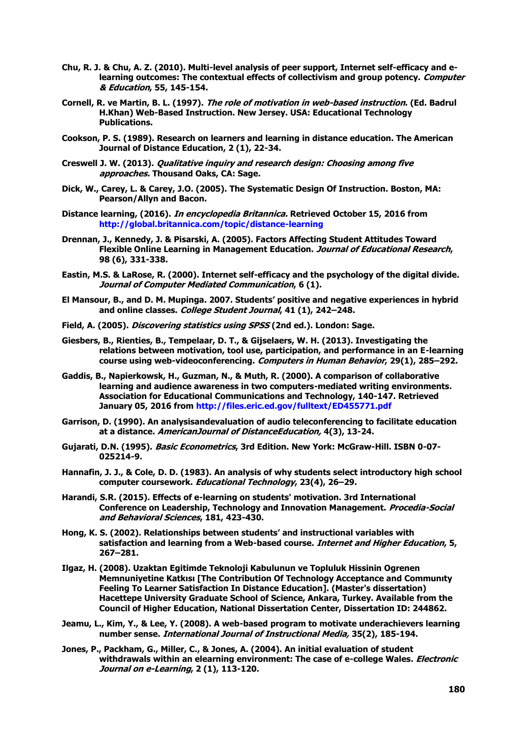Chu, R. J. & Chu, A. Z. (2010). Multi-level analysis of peer support, Internet self-efficacy and e-learning outcomes: The contextual effects of collectivism and group potency. *Computer & Education*, 55, 145-154.

Cornell, R. ve Martin, B. L. (1997). *The role of motivation in web-based instruction*. (Ed. Badrul H.Khan) Web-Based Instruction. New Jersey. USA: Educational Technology Publications.

Cookson, P. S. (1989). Research on learners and learning in distance education. The American Journal of Distance Education, 2 (1), 22-34.

Creswell J. W. (2013). *Qualitative inquiry and research design: Choosing among five approaches.* Thousand Oaks, CA: Sage.

Dick, W., Carey, L. & Carey, J.O. (2005). The Systematic Design Of Instruction. Boston, MA: Pearson/Allyn and Bacon.

Distance learning, (2016). *In encyclopedia Britannica.* Retrieved October 15, 2016 from http://global.britannica.com/topic/distance-learning

Drennan, J., Kennedy, J. & Pisarski, A. (2005). Factors Affecting Student Attitudes Toward Flexible Online Learning in Management Education. *Journal of Educational Research*, 98 (6), 331-338.

Eastin, M.S. & LaRose, R. (2000). Internet self-efficacy and the psychology of the digital divide. *Journal of Computer Mediated Communication*, 6 (1).

El Mansour, B., and D. M. Mupinga. 2007. Students' positive and negative experiences in hybrid and online classes. *College Student Journal*, 41 (1), 242–248.

Field, A. (2005). *Discovering statistics using SPSS* (2nd ed.). London: Sage.

Giesbers, B., Rienties, B., Tempelaar, D. T., & Gijselaers, W. H. (2013). Investigating the relations between motivation, tool use, participation, and performance in an E-learning course using web-videoconferencing. *Computers in Human Behavior*, 29(1), 285–292.

Gaddis, B., Napierkowsk, H., Guzman, N., & Muth, R. (2000). A comparison of collaborative learning and audience awareness in two computers-mediated writing environments. Association for Educational Communications and Technology, 140-147. Retrieved January 05, 2016 from http://files.eric.ed.gov/fulltext/ED455771.pdf

Garrison, D. (1990). An analysisandevaluation of audio teleconferencing to facilitate education at a distance. *AmericanJournal of DistanceEducation,* 4(3), 13-24.

Gujarati, D.N. (1995). *Basic Econometrics*, 3rd Edition. New York: McGraw-Hill. ISBN 0-07-025214-9.

Hannafin, J. J., & Cole, D. D. (1983). An analysis of why students select introductory high school computer coursework. *Educational Technology*, 23(4), 26–29.

Harandi, S.R. (2015). Effects of e-learning on students' motivation. 3rd International Conference on Leadership, Technology and Innovation Management. *Procedia-Social and Behavioral Sciences*, 181, 423-430.

Hong, K. S. (2002). Relationships between students' and instructional variables with satisfaction and learning from a Web-based course. *Internet and Higher Education*, 5, 267–281.

Ilgaz, H. (2008). Uzaktan Egitimde Teknoloji Kabulunun ve Topluluk Hissinin Ogrenen Memnuniyetine Katkısı [The Contribution Of Technology Acceptance and Communıty Feeling To Learner Satisfaction In Distance Education]. (Master's dissertation) Hacettepe University Graduate School of Science, Ankara, Turkey. Available from the Council of Higher Education, National Dissertation Center, Dissertation ID: 244862.

Jeamu, L., Kim, Y., & Lee, Y. (2008). A web-based program to motivate underachievers learning number sense. *International Journal of Instructional Media,* 35(2), 185-194.

Jones, P., Packham, G., Miller, C., & Jones, A. (2004). An initial evaluation of student withdrawals within an elearning environment: The case of e-college Wales. *Electronic Journal on e-Learning*, 2 (1), 113-120.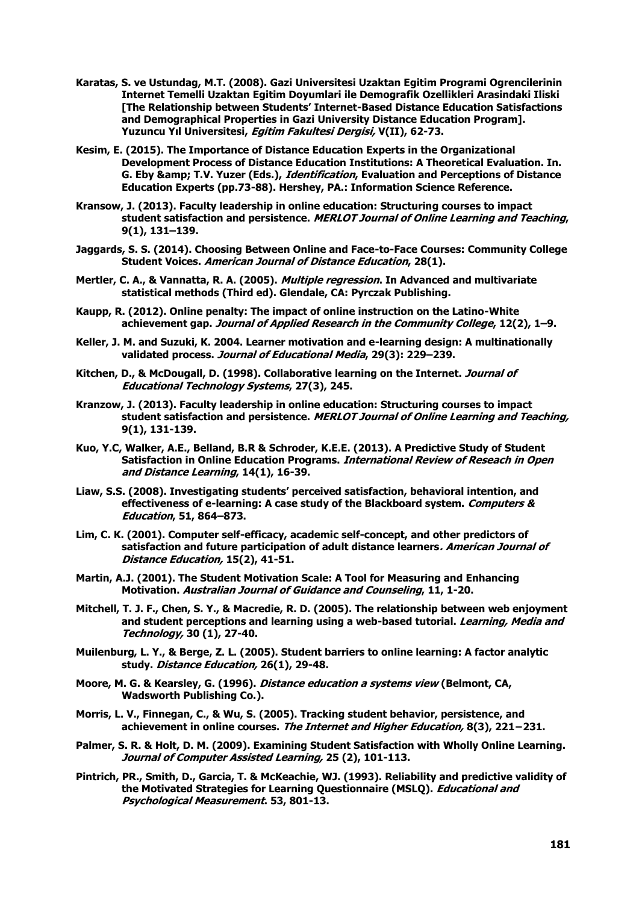Karatas, S. ve Ustundag, M.T. (2008). Gazi Universitesi Uzaktan Egitim Programi Ogrencilerinin Internet Temelli Uzaktan Egitim Doyumlari ile Demografik Ozellikleri Arasindaki Iliski [The Relationship between Students' Internet-Based Distance Education Satisfactions and Demographical Properties in Gazi University Distance Education Program]. Yuzuncu Yıl Universitesi, *Egitim Fakultesi Dergisi,* V(II), 62-73.

Kesim, E. (2015). The Importance of Distance Education Experts in the Organizational Development Process of Distance Education Institutions: A Theoretical Evaluation. In. G. Eby &amp; T.V. Yuzer (Eds.), *Identification*, Evaluation and Perceptions of Distance Education Experts (pp.73-88). Hershey, PA.: Information Science Reference.

Kransow, J. (2013). Faculty leadership in online education: Structuring courses to impact student satisfaction and persistence. *MERLOT Journal of Online Learning and Teaching*, 9(1), 131–139.

Jaggards, S. S. (2014). Choosing Between Online and Face-to-Face Courses: Community College Student Voices. *American Journal of Distance Education*, 28(1).

Mertler, C. A., & Vannatta, R. A. (2005). *Multiple regression*. In Advanced and multivariate statistical methods (Third ed). Glendale, CA: Pyrczak Publishing.

Kaupp, R. (2012). Online penalty: The impact of online instruction on the Latino-White achievement gap. *Journal of Applied Research in the Community College*, 12(2), 1–9.

Keller, J. M. and Suzuki, K. 2004. Learner motivation and e-learning design: A multinationally validated process. *Journal of Educational Media*, 29(3): 229–239.

Kitchen, D., & McDougall, D. (1998). Collaborative learning on the Internet. *Journal of Educational Technology Systems*, 27(3), 245.

Kranzow, J. (2013). Faculty leadership in online education: Structuring courses to impact student satisfaction and persistence. *MERLOT Journal of Online Learning and Teaching,* 9(1), 131-139.

Kuo, Y.C, Walker, A.E., Belland, B.R & Schroder, K.E.E. (2013). A Predictive Study of Student Satisfaction in Online Education Programs. *International Review of Reseach in Open and Distance Learning*, 14(1), 16-39.

Liaw, S.S. (2008). Investigating students' perceived satisfaction, behavioral intention, and effectiveness of e-learning: A case study of the Blackboard system. *Computers & Education*, 51, 864–873.

Lim, C. K. (2001). Computer self-efficacy, academic self-concept, and other predictors of satisfaction and future participation of adult distance learners*. American Journal of Distance Education,* 15(2), 41-51.

Martin, A.J. (2001). The Student Motivation Scale: A Tool for Measuring and Enhancing Motivation. *Australian Journal of Guidance and Counseling*, 11, 1-20.

Mitchell, T. J. F., Chen, S. Y., & Macredie, R. D. (2005). The relationship between web enjoyment and student perceptions and learning using a web-based tutorial. *Learning, Media and Technology,* 30 (1), 27-40.

Muilenburg, L. Y., & Berge, Z. L. (2005). Student barriers to online learning: A factor analytic study. *Distance Education,* 26(1), 29-48.

Moore, M. G. & Kearsley, G. (1996). *Distance education a systems view* (Belmont, CA, Wadsworth Publishing Co.).

Morris, L. V., Finnegan, C., & Wu, S. (2005). Tracking student behavior, persistence, and achievement in online courses. *The Internet and Higher Education,* 8(3), 221−231.

Palmer, S. R. & Holt, D. M. (2009). Examining Student Satisfaction with Wholly Online Learning. *Journal of Computer Assisted Learning,* 25 (2), 101-113.

Pintrich, PR., Smith, D., Garcia, T. & McKeachie, WJ. (1993). Reliability and predictive validity of the Motivated Strategies for Learning Questionnaire (MSLQ). *Educational and Psychological Measurement*. 53, 801-13.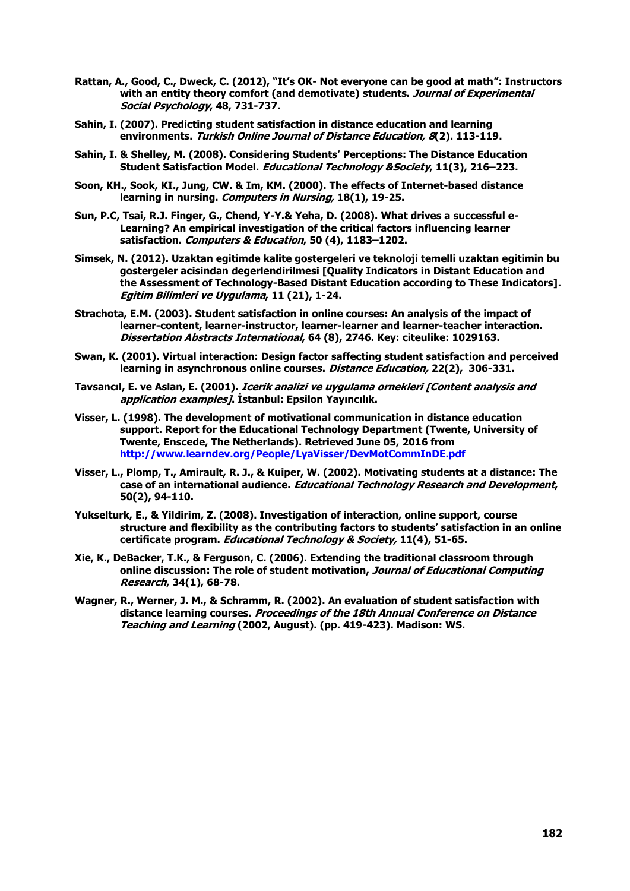**Rattan, A., Good, C., Dweck, C. (2012), "It's OK- Not everyone can be good at math": Instructors with an entity theory comfort (and demotivate) students. *Journal of Experimental Social Psychology*, 48, 731-737.**

**Sahin, I. (2007). Predicting student satisfaction in distance education and learning environments. *Turkish Online Journal of Distance Education, 8*(2). 113-119.**

**Sahin, I. & Shelley, M. (2008). Considering Students' Perceptions: The Distance Education Student Satisfaction Model. *Educational Technology &Society*, 11(3), 216–223.**

**Soon, KH., Sook, KI., Jung, CW. & Im, KM. (2000). The effects of Internet-based distance learning in nursing. *Computers in Nursing,* 18(1), 19-25.**

**Sun, P.C, Tsai, R.J. Finger, G., Chend, Y-Y.& Yeha, D. (2008). What drives a successful e-Learning? An empirical investigation of the critical factors influencing learner satisfaction. *Computers & Education*, 50 (4), 1183–1202.**

**Simsek, N. (2012). Uzaktan egitimde kalite gostergeleri ve teknoloji temelli uzaktan egitimin bu gostergeler acisindan degerlendirilmesi [Quality Indicators in Distant Education and the Assessment of Technology-Based Distant Education according to These Indicators]. *Egitim Bilimleri ve Uygulama*, 11 (21), 1-24.**

**Strachota, E.M. (2003). Student satisfaction in online courses: An analysis of the impact of learner-content, learner-instructor, learner-learner and learner-teacher interaction. *Dissertation Abstracts International*, 64 (8), 2746. Key: citeulike: 1029163.**

**Swan, K. (2001). Virtual interaction: Design factor saffecting student satisfaction and perceived learning in asynchronous online courses. *Distance Education,* 22(2), 306-331.**

**Tavsancıl, E. ve Aslan, E. (2001). *Icerik analizi ve uygulama ornekleri [Content analysis and application examples]*. İstanbul: Epsilon Yayıncılık.**

**Visser, L. (1998). The development of motivational communication in distance education support. Report for the Educational Technology Department (Twente, University of Twente, Enscede, The Netherlands). Retrieved June 05, 2016 from http://www.learndev.org/People/LyaVisser/DevMotCommInDE.pdf**

**Visser, L., Plomp, T., Amirault, R. J., & Kuiper, W. (2002). Motivating students at a distance: The case of an international audience. *Educational Technology Research and Development*, 50(2), 94-110.**

**Yukselturk, E., & Yildirim, Z. (2008). Investigation of interaction, online support, course structure and flexibility as the contributing factors to students' satisfaction in an online certificate program. *Educational Technology & Society,* 11(4), 51-65.**

**Xie, K., DeBacker, T.K., & Ferguson, C. (2006). Extending the traditional classroom through online discussion: The role of student motivation, *Journal of Educational Computing Research*, 34(1), 68-78.**

**Wagner, R., Werner, J. M., & Schramm, R. (2002). An evaluation of student satisfaction with distance learning courses. *Proceedings of the 18th Annual Conference on Distance Teaching and Learning* (2002, August). (pp. 419-423). Madison: WS.**